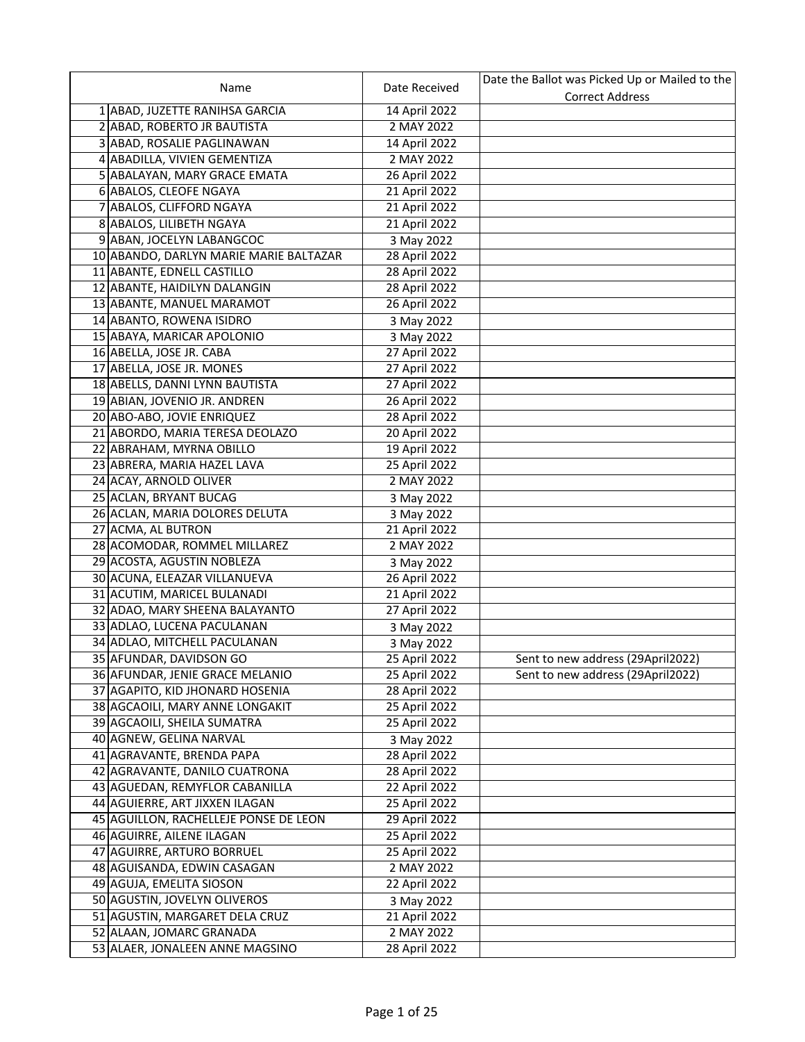| | Name | Date Received | Date the Ballot was Picked Up or Mailed to the Correct Address |
|---|---|---|---|
| 1 | ABAD, JUZETTE RANIHSA GARCIA | 14 April 2022 | |
| 2 | ABAD, ROBERTO JR BAUTISTA | 2 MAY 2022 | |
| 3 | ABAD, ROSALIE PAGLINAWAN | 14 April 2022 | |
| 4 | ABADILLA, VIVIEN GEMENTIZA | 2 MAY 2022 | |
| 5 | ABALAYAN, MARY GRACE EMATA | 26 April 2022 | |
| 6 | ABALOS, CLEOFE NGAYA | 21 April 2022 | |
| 7 | ABALOS, CLIFFORD NGAYA | 21 April 2022 | |
| 8 | ABALOS, LILIBETH NGAYA | 21 April 2022 | |
| 9 | ABAN, JOCELYN LABANGCOC | 3 May 2022 | |
| 10 | ABANDO, DARLYN MARIE MARIE BALTAZAR | 28 April 2022 | |
| 11 | ABANTE, EDNELL CASTILLO | 28 April 2022 | |
| 12 | ABANTE, HAIDILYN DALANGIN | 28 April 2022 | |
| 13 | ABANTE, MANUEL MARAMOT | 26 April 2022 | |
| 14 | ABANTO, ROWENA ISIDRO | 3 May 2022 | |
| 15 | ABAYA, MARICAR APOLONIO | 3 May 2022 | |
| 16 | ABELLA, JOSE JR. CABA | 27 April 2022 | |
| 17 | ABELLA, JOSE JR. MONES | 27 April 2022 | |
| 18 | ABELLS, DANNI LYNN BAUTISTA | 27 April 2022 | |
| 19 | ABIAN, JOVENIO JR. ANDREN | 26 April 2022 | |
| 20 | ABO-ABO, JOVIE ENRIQUEZ | 28 April 2022 | |
| 21 | ABORDO, MARIA TERESA DEOLAZO | 20 April 2022 | |
| 22 | ABRAHAM, MYRNA OBILLO | 19 April 2022 | |
| 23 | ABRERA, MARIA HAZEL LAVA | 25 April 2022 | |
| 24 | ACAY, ARNOLD OLIVER | 2 MAY 2022 | |
| 25 | ACLAN, BRYANT BUCAG | 3 May 2022 | |
| 26 | ACLAN, MARIA DOLORES DELUTA | 3 May 2022 | |
| 27 | ACMA, AL BUTRON | 21 April 2022 | |
| 28 | ACOMODAR, ROMMEL MILLAREZ | 2 MAY 2022 | |
| 29 | ACOSTA, AGUSTIN NOBLEZA | 3 May 2022 | |
| 30 | ACUNA, ELEAZAR VILLANUEVA | 26 April 2022 | |
| 31 | ACUTIM, MARICEL BULANADI | 21 April 2022 | |
| 32 | ADAO, MARY SHEENA BALAYANTO | 27 April 2022 | |
| 33 | ADLAO, LUCENA PACULANAN | 3 May 2022 | |
| 34 | ADLAO, MITCHELL PACULANAN | 3 May 2022 | |
| 35 | AFUNDAR, DAVIDSON GO | 25 April 2022 | Sent to new address (29April2022) |
| 36 | AFUNDAR, JENIE GRACE MELANIO | 25 April 2022 | Sent to new address (29April2022) |
| 37 | AGAPITO, KID JHONARD HOSENIA | 28 April 2022 | |
| 38 | AGCAOILI, MARY ANNE LONGAKIT | 25 April 2022 | |
| 39 | AGCAOILI, SHEILA SUMATRA | 25 April 2022 | |
| 40 | AGNEW, GELINA NARVAL | 3 May 2022 | |
| 41 | AGRAVANTE, BRENDA PAPA | 28 April 2022 | |
| 42 | AGRAVANTE, DANILO CUATRONA | 28 April 2022 | |
| 43 | AGUEDAN, REMYFLOR CABANILLA | 22 April 2022 | |
| 44 | AGUIERRE, ART JIXXEN ILAGAN | 25 April 2022 | |
| 45 | AGUILLON, RACHELLEJE PONSE DE LEON | 29 April 2022 | |
| 46 | AGUIRRE, AILENE ILAGAN | 25 April 2022 | |
| 47 | AGUIRRE, ARTURO BORRUEL | 25 April 2022 | |
| 48 | AGUISANDA, EDWIN CASAGAN | 2 MAY 2022 | |
| 49 | AGUJA, EMELITA SIOSON | 22 April 2022 | |
| 50 | AGUSTIN, JOVELYN OLIVEROS | 3 May 2022 | |
| 51 | AGUSTIN, MARGARET DELA CRUZ | 21 April 2022 | |
| 52 | ALAAN, JOMARC GRANADA | 2 MAY 2022 | |
| 53 | ALAER, JONALEEN ANNE MAGSINO | 28 April 2022 | |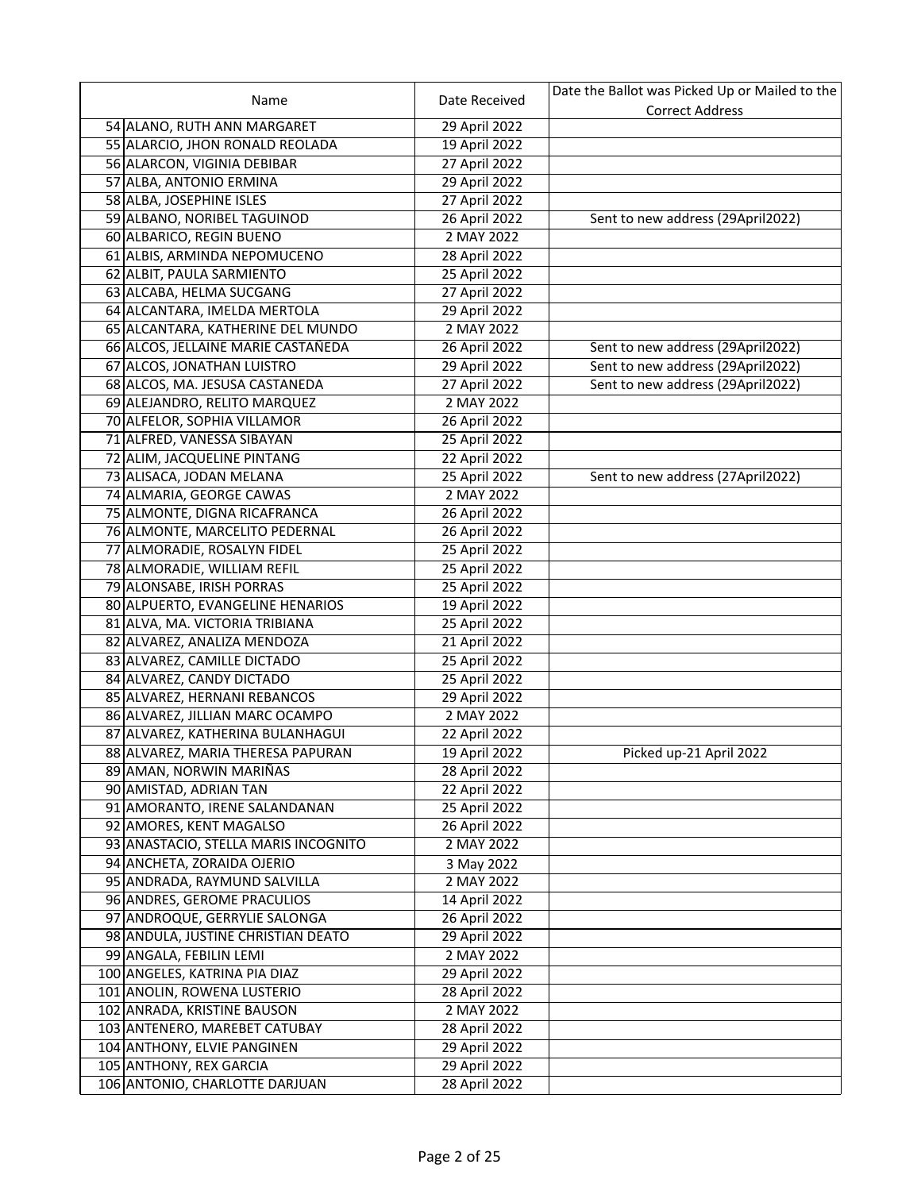| | Name | Date Received | Date the Ballot was Picked Up or Mailed to the Correct Address |
|---|---|---|---|
| 54 | ALANO, RUTH ANN MARGARET | 29 April 2022 | |
| 55 | ALARCIO, JHON RONALD REOLADA | 19 April 2022 | |
| 56 | ALARCON, VIGINIA DEBIBAR | 27 April 2022 | |
| 57 | ALBA, ANTONIO ERMINA | 29 April 2022 | |
| 58 | ALBA, JOSEPHINE ISLES | 27 April 2022 | |
| 59 | ALBANO, NORIBEL TAGUINOD | 26 April 2022 | Sent to new address (29April2022) |
| 60 | ALBARICO, REGIN BUENO | 2 MAY 2022 | |
| 61 | ALBIS, ARMINDA NEPOMUCENO | 28 April 2022 | |
| 62 | ALBIT, PAULA SARMIENTO | 25 April 2022 | |
| 63 | ALCABA, HELMA SUCGANG | 27 April 2022 | |
| 64 | ALCANTARA, IMELDA MERTOLA | 29 April 2022 | |
| 65 | ALCANTARA, KATHERINE DEL MUNDO | 2 MAY 2022 | |
| 66 | ALCOS, JELLAINE MARIE CASTAÑEDA | 26 April 2022 | Sent to new address (29April2022) |
| 67 | ALCOS, JONATHAN LUISTRO | 29 April 2022 | Sent to new address (29April2022) |
| 68 | ALCOS, MA. JESUSA CASTANEDA | 27 April 2022 | Sent to new address (29April2022) |
| 69 | ALEJANDRO, RELITO MARQUEZ | 2 MAY 2022 | |
| 70 | ALFELOR, SOPHIA VILLAMOR | 26 April 2022 | |
| 71 | ALFRED, VANESSA SIBAYAN | 25 April 2022 | |
| 72 | ALIM, JACQUELINE PINTANG | 22 April 2022 | |
| 73 | ALISACA, JODAN MELANA | 25 April 2022 | Sent to new address (27April2022) |
| 74 | ALMARIA, GEORGE CAWAS | 2 MAY 2022 | |
| 75 | ALMONTE, DIGNA RICAFRANCA | 26 April 2022 | |
| 76 | ALMONTE, MARCELITO PEDERNAL | 26 April 2022 | |
| 77 | ALMORADIE, ROSALYN FIDEL | 25 April 2022 | |
| 78 | ALMORADIE, WILLIAM REFIL | 25 April 2022 | |
| 79 | ALONSABE, IRISH PORRAS | 25 April 2022 | |
| 80 | ALPUERTO, EVANGELINE HENARIOS | 19 April 2022 | |
| 81 | ALVA, MA. VICTORIA TRIBIANA | 25 April 2022 | |
| 82 | ALVAREZ, ANALIZA MENDOZA | 21 April 2022 | |
| 83 | ALVAREZ, CAMILLE DICTADO | 25 April 2022 | |
| 84 | ALVAREZ, CANDY DICTADO | 25 April 2022 | |
| 85 | ALVAREZ, HERNANI REBANCOS | 29 April 2022 | |
| 86 | ALVAREZ, JILLIAN MARC OCAMPO | 2 MAY 2022 | |
| 87 | ALVAREZ, KATHERINA BULANHAGUI | 22 April 2022 | |
| 88 | ALVAREZ, MARIA THERESA PAPURAN | 19 April 2022 | Picked up-21 April 2022 |
| 89 | AMAN, NORWIN MARIÑAS | 28 April 2022 | |
| 90 | AMISTAD, ADRIAN TAN | 22 April 2022 | |
| 91 | AMORANTO, IRENE SALANDANAN | 25 April 2022 | |
| 92 | AMORES, KENT MAGALSO | 26 April 2022 | |
| 93 | ANASTACIO, STELLA MARIS INCOGNITO | 2 MAY 2022 | |
| 94 | ANCHETA, ZORAIDA OJERIO | 3 May 2022 | |
| 95 | ANDRADA, RAYMUND SALVILLA | 2 MAY 2022 | |
| 96 | ANDRES, GEROME PRACULIOS | 14 April 2022 | |
| 97 | ANDROQUE, GERRYLIE SALONGA | 26 April 2022 | |
| 98 | ANDULA, JUSTINE CHRISTIAN DEATO | 29 April 2022 | |
| 99 | ANGALA, FEBILIN LEMI | 2 MAY 2022 | |
| 100 | ANGELES, KATRINA PIA DIAZ | 29 April 2022 | |
| 101 | ANOLIN, ROWENA LUSTERIO | 28 April 2022 | |
| 102 | ANRADA, KRISTINE BAUSON | 2 MAY 2022 | |
| 103 | ANTENERO, MAREBET CATUBAY | 28 April 2022 | |
| 104 | ANTHONY, ELVIE PANGINEN | 29 April 2022 | |
| 105 | ANTHONY, REX GARCIA | 29 April 2022 | |
| 106 | ANTONIO, CHARLOTTE DARJUAN | 28 April 2022 | |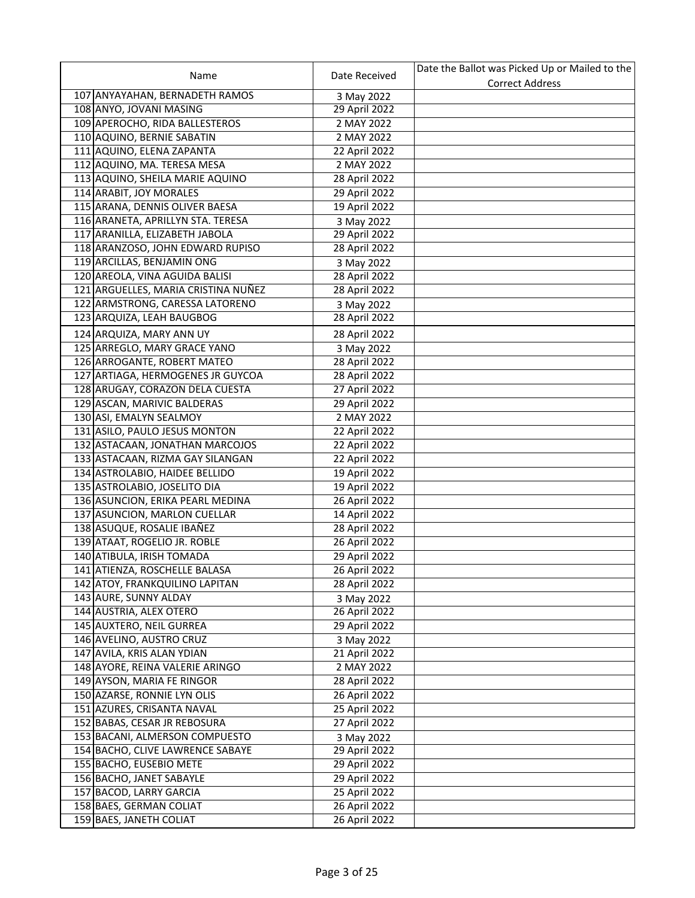| | Name | Date Received | Date the Ballot was Picked Up or Mailed to the Correct Address |
|---|---|---|---|
| 107 | ANYAYAHAN, BERNADETH RAMOS | 3 May 2022 | |
| 108 | ANYO, JOVANI MASING | 29 April 2022 | |
| 109 | APEROCHO, RIDA BALLESTEROS | 2 MAY 2022 | |
| 110 | AQUINO, BERNIE SABATIN | 2 MAY 2022 | |
| 111 | AQUINO, ELENA ZAPANTA | 22 April 2022 | |
| 112 | AQUINO, MA. TERESA MESA | 2 MAY 2022 | |
| 113 | AQUINO, SHEILA MARIE AQUINO | 28 April 2022 | |
| 114 | ARABIT, JOY MORALES | 29 April 2022 | |
| 115 | ARANA, DENNIS OLIVER BAESA | 19 April 2022 | |
| 116 | ARANETA, APRILLYN STA. TERESA | 3 May 2022 | |
| 117 | ARANILLA, ELIZABETH JABOLA | 29 April 2022 | |
| 118 | ARANZOSO, JOHN EDWARD RUPISO | 28 April 2022 | |
| 119 | ARCILLAS, BENJAMIN ONG | 3 May 2022 | |
| 120 | AREOLA, VINA AGUIDA BALISI | 28 April 2022 | |
| 121 | ARGUELLES, MARIA CRISTINA NUÑEZ | 28 April 2022 | |
| 122 | ARMSTRONG, CARESSA LATORENO | 3 May 2022 | |
| 123 | ARQUIZA, LEAH BAUGBOG | 28 April 2022 | |
| 124 | ARQUIZA, MARY ANN UY | 28 April 2022 | |
| 125 | ARREGLO, MARY GRACE YANO | 3 May 2022 | |
| 126 | ARROGANTE, ROBERT MATEO | 28 April 2022 | |
| 127 | ARTIAGA, HERMOGENES JR GUYCOA | 28 April 2022 | |
| 128 | ARUGAY, CORAZON DELA CUESTA | 27 April 2022 | |
| 129 | ASCAN, MARIVIC BALDERAS | 29 April 2022 | |
| 130 | ASI, EMALYN SEALMOY | 2 MAY 2022 | |
| 131 | ASILO, PAULO JESUS MONTON | 22 April 2022 | |
| 132 | ASTACAAN, JONATHAN MARCOJOS | 22 April 2022 | |
| 133 | ASTACAAN, RIZMA GAY SILANGAN | 22 April 2022 | |
| 134 | ASTROLABIO, HAIDEE BELLIDO | 19 April 2022 | |
| 135 | ASTROLABIO, JOSELITO DIA | 19 April 2022 | |
| 136 | ASUNCION, ERIKA PEARL MEDINA | 26 April 2022 | |
| 137 | ASUNCION, MARLON CUELLAR | 14 April 2022 | |
| 138 | ASUQUE, ROSALIE IBAÑEZ | 28 April 2022 | |
| 139 | ATAAT, ROGELIO JR. ROBLE | 26 April 2022 | |
| 140 | ATIBULA, IRISH TOMADA | 29 April 2022 | |
| 141 | ATIENZA, ROSCHELLE BALASA | 26 April 2022 | |
| 142 | ATOY, FRANKQUILINO LAPITAN | 28 April 2022 | |
| 143 | AURE, SUNNY ALDAY | 3 May 2022 | |
| 144 | AUSTRIA, ALEX OTERO | 26 April 2022 | |
| 145 | AUXTERO, NEIL GURREA | 29 April 2022 | |
| 146 | AVELINO, AUSTRO CRUZ | 3 May 2022 | |
| 147 | AVILA, KRIS ALAN YDIAN | 21 April 2022 | |
| 148 | AYORE, REINA VALERIE ARINGO | 2 MAY 2022 | |
| 149 | AYSON, MARIA FE RINGOR | 28 April 2022 | |
| 150 | AZARSE, RONNIE LYN OLIS | 26 April 2022 | |
| 151 | AZURES, CRISANTA NAVAL | 25 April 2022 | |
| 152 | BABAS, CESAR JR REBOSURA | 27 April 2022 | |
| 153 | BACANI, ALMERSON COMPUESTO | 3 May 2022 | |
| 154 | BACHO, CLIVE LAWRENCE SABAYE | 29 April 2022 | |
| 155 | BACHO, EUSEBIO METE | 29 April 2022 | |
| 156 | BACHO, JANET SABAYLE | 29 April 2022 | |
| 157 | BACOD, LARRY GARCIA | 25 April 2022 | |
| 158 | BAES, GERMAN COLIAT | 26 April 2022 | |
| 159 | BAES, JANETH COLIAT | 26 April 2022 | |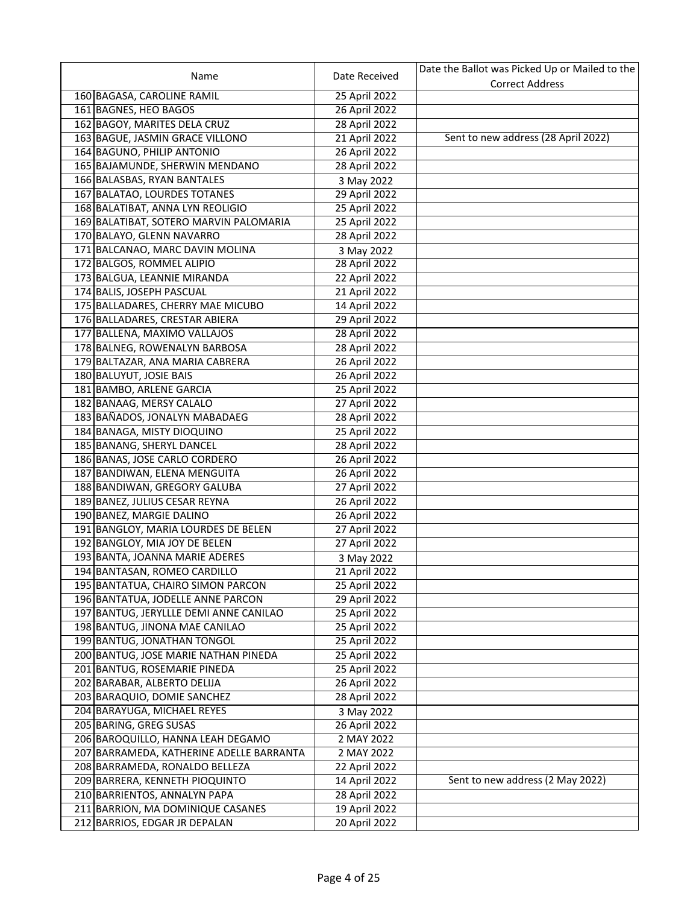| | Name | Date Received | Date the Ballot was Picked Up or Mailed to the Correct Address |
|---|---|---|---|
| 160 | BAGASA, CAROLINE RAMIL | 25 April 2022 | |
| 161 | BAGNES, HEO BAGOS | 26 April 2022 | |
| 162 | BAGOY, MARITES DELA CRUZ | 28 April 2022 | |
| 163 | BAGUE, JASMIN GRACE VILLONO | 21 April 2022 | Sent to new address (28 April 2022) |
| 164 | BAGUNO, PHILIP ANTONIO | 26 April 2022 | |
| 165 | BAJAMUNDE, SHERWIN MENDANO | 28 April 2022 | |
| 166 | BALASBAS, RYAN BANTALES | 3 May 2022 | |
| 167 | BALATAO, LOURDES TOTANES | 29 April 2022 | |
| 168 | BALATIBAT, ANNA LYN REOLIGIO | 25 April 2022 | |
| 169 | BALATIBAT, SOTERO MARVIN PALOMARIA | 25 April 2022 | |
| 170 | BALAYO, GLENN NAVARRO | 28 April 2022 | |
| 171 | BALCANAO, MARC DAVIN MOLINA | 3 May 2022 | |
| 172 | BALGOS, ROMMEL ALIPIO | 28 April 2022 | |
| 173 | BALGUA, LEANNIE MIRANDA | 22 April 2022 | |
| 174 | BALIS, JOSEPH PASCUAL | 21 April 2022 | |
| 175 | BALLADARES, CHERRY MAE MICUBO | 14 April 2022 | |
| 176 | BALLADARES, CRESTAR ABIERA | 29 April 2022 | |
| 177 | BALLENA, MAXIMO VALLAJOS | 28 April 2022 | |
| 178 | BALNEG, ROWENALYN BARBOSA | 28 April 2022 | |
| 179 | BALTAZAR, ANA MARIA CABRERA | 26 April 2022 | |
| 180 | BALUYUT, JOSIE BAIS | 26 April 2022 | |
| 181 | BAMBO, ARLENE GARCIA | 25 April 2022 | |
| 182 | BANAAG, MERSY CALALO | 27 April 2022 | |
| 183 | BAÑADOS, JONALYN MABADAEG | 28 April 2022 | |
| 184 | BANAGA, MISTY DIOQUINO | 25 April 2022 | |
| 185 | BANANG, SHERYL DANCEL | 28 April 2022 | |
| 186 | BANAS, JOSE CARLO CORDERO | 26 April 2022 | |
| 187 | BANDIWAN, ELENA MENGUITA | 26 April 2022 | |
| 188 | BANDIWAN, GREGORY GALUBA | 27 April 2022 | |
| 189 | BANEZ, JULIUS CESAR REYNA | 26 April 2022 | |
| 190 | BANEZ, MARGIE DALINO | 26 April 2022 | |
| 191 | BANGLOY, MARIA LOURDES DE BELEN | 27 April 2022 | |
| 192 | BANGLOY, MIA JOY DE BELEN | 27 April 2022 | |
| 193 | BANTA, JOANNA MARIE ADERES | 3 May 2022 | |
| 194 | BANTASAN, ROMEO CARDILLO | 21 April 2022 | |
| 195 | BANTATUA, CHAIRO SIMON PARCON | 25 April 2022 | |
| 196 | BANTATUA, JODELLE ANNE PARCON | 29 April 2022 | |
| 197 | BANTUG, JERYLLLE DEMI ANNE CANILAO | 25 April 2022 | |
| 198 | BANTUG, JINONA MAE CANILAO | 25 April 2022 | |
| 199 | BANTUG, JONATHAN TONGOL | 25 April 2022 | |
| 200 | BANTUG, JOSE MARIE NATHAN PINEDA | 25 April 2022 | |
| 201 | BANTUG, ROSEMARIE PINEDA | 25 April 2022 | |
| 202 | BARABAR, ALBERTO DELIJA | 26 April 2022 | |
| 203 | BARAQUIO, DOMIE SANCHEZ | 28 April 2022 | |
| 204 | BARAYUGA, MICHAEL REYES | 3 May 2022 | |
| 205 | BARING, GREG SUSAS | 26 April 2022 | |
| 206 | BAROQUILLO, HANNA LEAH DEGAMO | 2 MAY 2022 | |
| 207 | BARRAMEDA, KATHERINE ADELLE BARRANTA | 2 MAY 2022 | |
| 208 | BARRAMEDA, RONALDO BELLEZA | 22 April 2022 | |
| 209 | BARRERA, KENNETH PIOQUINTO | 14 April 2022 | Sent to new address (2 May 2022) |
| 210 | BARRIENTOS, ANNALYN PAPA | 28 April 2022 | |
| 211 | BARRION, MA DOMINIQUE CASANES | 19 April 2022 | |
| 212 | BARRIOS, EDGAR JR DEPALAN | 20 April 2022 | |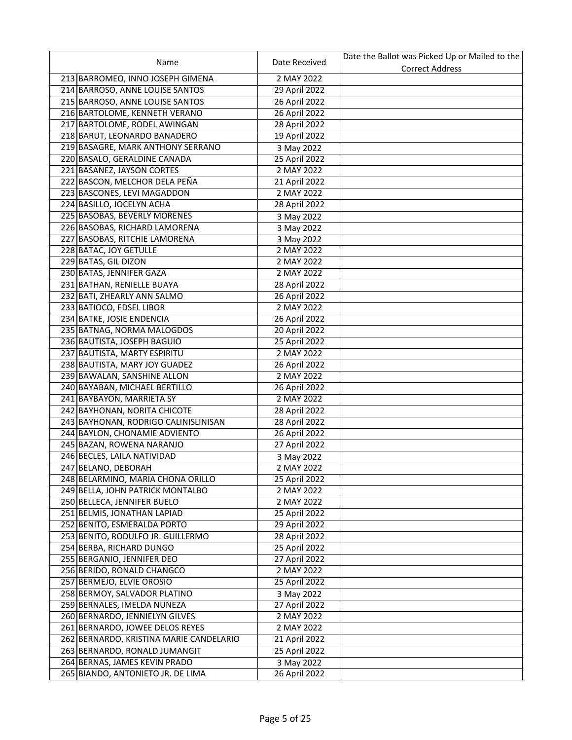| | Name | Date Received | Date the Ballot was Picked Up or Mailed to the Correct Address |
|---|---|---|---|
| 213 | BARROMEO, INNO JOSEPH GIMENA | 2 MAY 2022 | |
| 214 | BARROSO, ANNE LOUISE SANTOS | 29 April 2022 | |
| 215 | BARROSO, ANNE LOUISE SANTOS | 26 April 2022 | |
| 216 | BARTOLOME, KENNETH VERANO | 26 April 2022 | |
| 217 | BARTOLOME, RODEL AWINGAN | 28 April 2022 | |
| 218 | BARUT, LEONARDO BANADERO | 19 April 2022 | |
| 219 | BASAGRE, MARK ANTHONY SERRANO | 3 May 2022 | |
| 220 | BASALO, GERALDINE CANADA | 25 April 2022 | |
| 221 | BASANEZ, JAYSON CORTES | 2 MAY 2022 | |
| 222 | BASCON, MELCHOR DELA PEÑA | 21 April 2022 | |
| 223 | BASCONES, LEVI MAGADDON | 2 MAY 2022 | |
| 224 | BASILLO, JOCELYN ACHA | 28 April 2022 | |
| 225 | BASOBAS, BEVERLY MORENES | 3 May 2022 | |
| 226 | BASOBAS, RICHARD LAMORENA | 3 May 2022 | |
| 227 | BASOBAS, RITCHIE LAMORENA | 3 May 2022 | |
| 228 | BATAC, JOY GETULLE | 2 MAY 2022 | |
| 229 | BATAS, GIL DIZON | 2 MAY 2022 | |
| 230 | BATAS, JENNIFER GAZA | 2 MAY 2022 | |
| 231 | BATHAN, RENIELLE BUAYA | 28 April 2022 | |
| 232 | BATI, ZHEARLY ANN SALMO | 26 April 2022 | |
| 233 | BATIOCO, EDSEL LIBOR | 2 MAY 2022 | |
| 234 | BATKE, JOSIE ENDENCIA | 26 April 2022 | |
| 235 | BATNAG, NORMA MALOGDOS | 20 April 2022 | |
| 236 | BAUTISTA, JOSEPH BAGUIO | 25 April 2022 | |
| 237 | BAUTISTA, MARTY ESPIRITU | 2 MAY 2022 | |
| 238 | BAUTISTA, MARY JOY GUADEZ | 26 April 2022 | |
| 239 | BAWALAN, SANSHINE ALLON | 2 MAY 2022 | |
| 240 | BAYABAN, MICHAEL BERTILLO | 26 April 2022 | |
| 241 | BAYBAYON, MARRIETA SY | 2 MAY 2022 | |
| 242 | BAYHONAN, NORITA CHICOTE | 28 April 2022 | |
| 243 | BAYHONAN, RODRIGO CALINISLINISAN | 28 April 2022 | |
| 244 | BAYLON, CHONAMIE ADVIENTO | 26 April 2022 | |
| 245 | BAZAN, ROWENA NARANJO | 27 April 2022 | |
| 246 | BECLES, LAILA NATIVIDAD | 3 May 2022 | |
| 247 | BELANO, DEBORAH | 2 MAY 2022 | |
| 248 | BELARMINO, MARIA CHONA ORILLO | 25 April 2022 | |
| 249 | BELLA, JOHN PATRICK MONTALBO | 2 MAY 2022 | |
| 250 | BELLECA, JENNIFER BUELO | 2 MAY 2022 | |
| 251 | BELMIS, JONATHAN LAPIAD | 25 April 2022 | |
| 252 | BENITO, ESMERALDA PORTO | 29 April 2022 | |
| 253 | BENITO, RODULFO JR. GUILLERMO | 28 April 2022 | |
| 254 | BERBA, RICHARD DUNGO | 25 April 2022 | |
| 255 | BERGANIO, JENNIFER DEO | 27 April 2022 | |
| 256 | BERIDO, RONALD CHANGCO | 2 MAY 2022 | |
| 257 | BERMEJO, ELVIE OROSIO | 25 April 2022 | |
| 258 | BERMOY, SALVADOR PLATINO | 3 May 2022 | |
| 259 | BERNALES, IMELDA NUNEZA | 27 April 2022 | |
| 260 | BERNARDO, JENNIELYN GILVES | 2 MAY 2022 | |
| 261 | BERNARDO, JOWEE DELOS REYES | 2 MAY 2022 | |
| 262 | BERNARDO, KRISTINA MARIE CANDELARIO | 21 April 2022 | |
| 263 | BERNARDO, RONALD JUMANGIT | 25 April 2022 | |
| 264 | BERNAS, JAMES KEVIN PRADO | 3 May 2022 | |
| 265 | BIANDO, ANTONIETO JR. DE LIMA | 26 April 2022 | |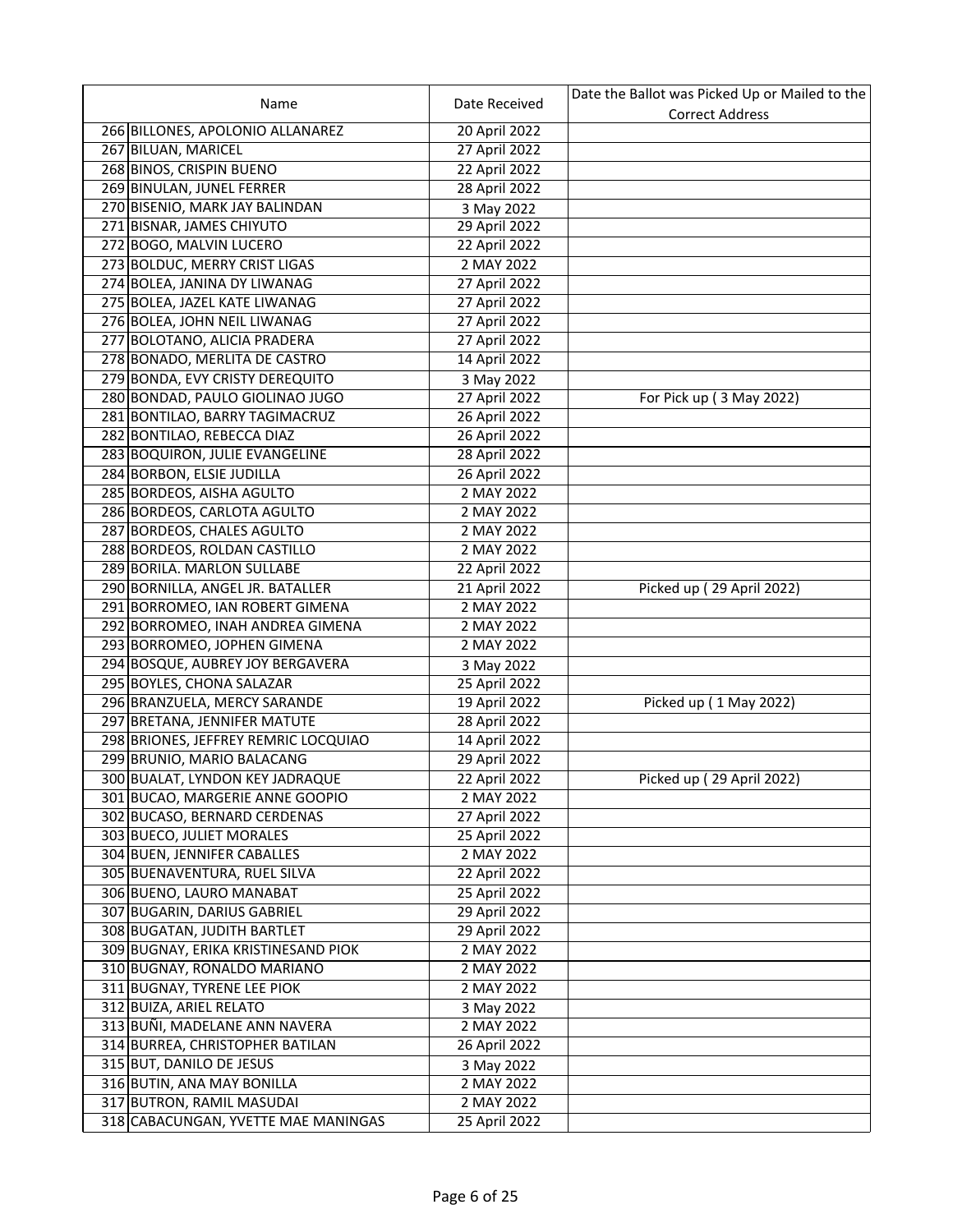| | Name | Date Received | Date the Ballot was Picked Up or Mailed to the Correct Address |
|---|---|---|---|
| 266 | BILLONES, APOLONIO ALLANAREZ | 20 April 2022 | |
| 267 | BILUAN, MARICEL | 27 April 2022 | |
| 268 | BINOS, CRISPIN BUENO | 22 April 2022 | |
| 269 | BINULAN, JUNEL FERRER | 28 April 2022 | |
| 270 | BISENIO, MARK JAY BALINDAN | 3 May 2022 | |
| 271 | BISNAR, JAMES CHIYUTO | 29 April 2022 | |
| 272 | BOGO, MALVIN LUCERO | 22 April 2022 | |
| 273 | BOLDUC, MERRY CRIST LIGAS | 2 MAY 2022 | |
| 274 | BOLEA, JANINA DY LIWANAG | 27 April 2022 | |
| 275 | BOLEA, JAZEL KATE LIWANAG | 27 April 2022 | |
| 276 | BOLEA, JOHN NEIL LIWANAG | 27 April 2022 | |
| 277 | BOLOTANO, ALICIA PRADERA | 27 April 2022 | |
| 278 | BONADO, MERLITA DE CASTRO | 14 April 2022 | |
| 279 | BONDA, EVY CRISTY DEREQUITO | 3 May 2022 | |
| 280 | BONDAD, PAULO GIOLINAO JUGO | 27 April 2022 | For Pick up ( 3 May 2022) |
| 281 | BONTILAO, BARRY TAGIMACRUZ | 26 April 2022 | |
| 282 | BONTILAO, REBECCA DIAZ | 26 April 2022 | |
| 283 | BOQUIRON, JULIE EVANGELINE | 28 April 2022 | |
| 284 | BORBON, ELSIE JUDILLA | 26 April 2022 | |
| 285 | BORDEOS, AISHA AGULTO | 2 MAY 2022 | |
| 286 | BORDEOS, CARLOTA AGULTO | 2 MAY 2022 | |
| 287 | BORDEOS, CHALES AGULTO | 2 MAY 2022 | |
| 288 | BORDEOS, ROLDAN CASTILLO | 2 MAY 2022 | |
| 289 | BORILA. MARLON SULLABE | 22 April 2022 | |
| 290 | BORNILLA, ANGEL JR. BATALLER | 21 April 2022 | Picked up ( 29 April 2022) |
| 291 | BORROMEO, IAN ROBERT GIMENA | 2 MAY 2022 | |
| 292 | BORROMEO, INAH ANDREA GIMENA | 2 MAY 2022 | |
| 293 | BORROMEO, JOPHEN GIMENA | 2 MAY 2022 | |
| 294 | BOSQUE, AUBREY JOY BERGAVERA | 3 May 2022 | |
| 295 | BOYLES, CHONA SALAZAR | 25 April 2022 | |
| 296 | BRANZUELA, MERCY SARANDE | 19 April 2022 | Picked up ( 1 May 2022) |
| 297 | BRETANA, JENNIFER MATUTE | 28 April 2022 | |
| 298 | BRIONES, JEFFREY REMRIC LOCQUIAO | 14 April 2022 | |
| 299 | BRUNIO, MARIO BALACANG | 29 April 2022 | |
| 300 | BUALAT, LYNDON KEY JADRAQUE | 22 April 2022 | Picked up ( 29 April 2022) |
| 301 | BUCAO, MARGERIE ANNE GOOPIO | 2 MAY 2022 | |
| 302 | BUCASO, BERNARD CERDENAS | 27 April 2022 | |
| 303 | BUECO, JULIET MORALES | 25 April 2022 | |
| 304 | BUEN, JENNIFER CABALLES | 2 MAY 2022 | |
| 305 | BUENAVENTURA, RUEL SILVA | 22 April 2022 | |
| 306 | BUENO, LAURO MANABAT | 25 April 2022 | |
| 307 | BUGARIN, DARIUS GABRIEL | 29 April 2022 | |
| 308 | BUGATAN, JUDITH BARTLET | 29 April 2022 | |
| 309 | BUGNAY, ERIKA KRISTINESAND PIOK | 2 MAY 2022 | |
| 310 | BUGNAY, RONALDO MARIANO | 2 MAY 2022 | |
| 311 | BUGNAY, TYRENE LEE PIOK | 2 MAY 2022 | |
| 312 | BUIZA, ARIEL RELATO | 3 May 2022 | |
| 313 | BUÑI, MADELANE ANN NAVERA | 2 MAY 2022 | |
| 314 | BURREA, CHRISTOPHER BATILAN | 26 April 2022 | |
| 315 | BUT, DANILO DE JESUS | 3 May 2022 | |
| 316 | BUTIN, ANA MAY BONILLA | 2 MAY 2022 | |
| 317 | BUTRON, RAMIL MASUDAI | 2 MAY 2022 | |
| 318 | CABACUNGAN, YVETTE MAE MANINGAS | 25 April 2022 | |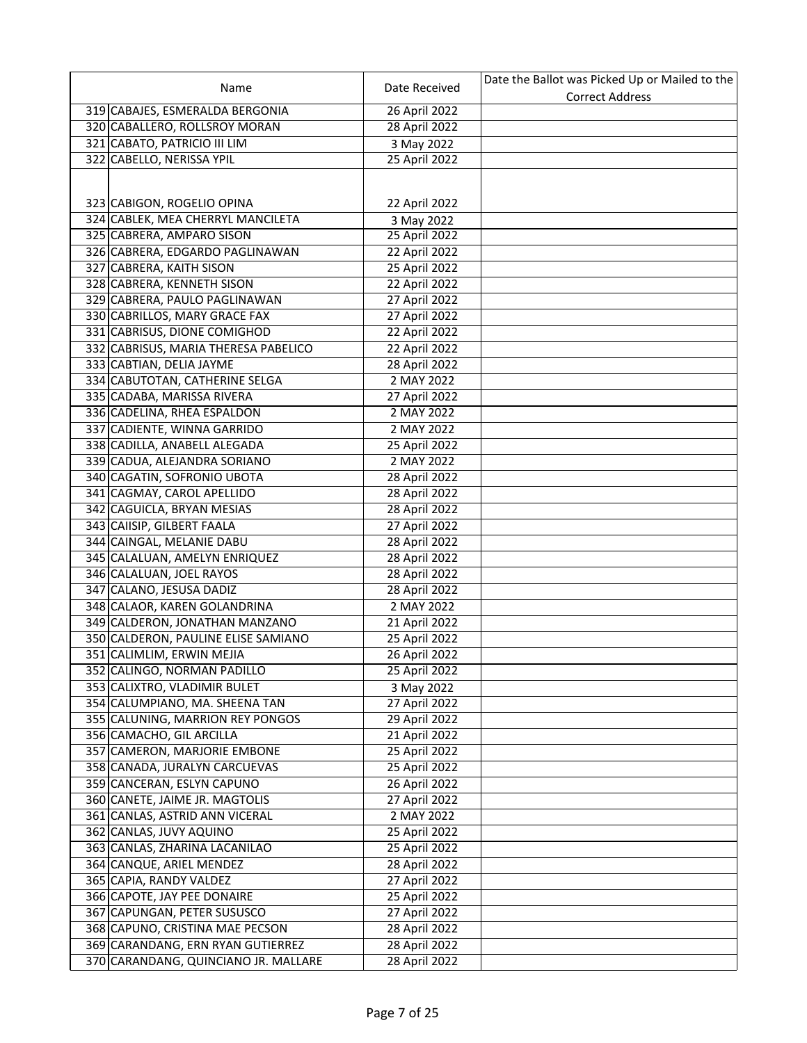| | Name | Date Received | Date the Ballot was Picked Up or Mailed to the Correct Address |
|---|---|---|---|
| 319 | CABAJES, ESMERALDA BERGONIA | 26 April 2022 | |
| 320 | CABALLERO, ROLLSROY MORAN | 28 April 2022 | |
| 321 | CABATO, PATRICIO III LIM | 3 May 2022 | |
| 322 | CABELLO, NERISSA YPIL | 25 April 2022 | |
| 323 | CABIGON, ROGELIO OPINA | 22 April 2022 | |
| 324 | CABLEK, MEA CHERRYL MANCILETA | 3 May 2022 | |
| 325 | CABRERA, AMPARO SISON | 25 April 2022 | |
| 326 | CABRERA, EDGARDO PAGLINAWAN | 22 April 2022 | |
| 327 | CABRERA, KAITH SISON | 25 April 2022 | |
| 328 | CABRERA, KENNETH SISON | 22 April 2022 | |
| 329 | CABRERA, PAULO PAGLINAWAN | 27 April 2022 | |
| 330 | CABRILLOS, MARY GRACE FAX | 27 April 2022 | |
| 331 | CABRISUS, DIONE COMIGHOD | 22 April 2022 | |
| 332 | CABRISUS, MARIA THERESA PABELICO | 22 April 2022 | |
| 333 | CABTIAN, DELIA JAYME | 28 April 2022 | |
| 334 | CABUTOTAN, CATHERINE SELGA | 2 MAY 2022 | |
| 335 | CADABA, MARISSA RIVERA | 27 April 2022 | |
| 336 | CADELINA, RHEA ESPALDON | 2 MAY 2022 | |
| 337 | CADIENTE, WINNA GARRIDO | 2 MAY 2022 | |
| 338 | CADILLA, ANABELL ALEGADA | 25 April 2022 | |
| 339 | CADUA, ALEJANDRA SORIANO | 2 MAY 2022 | |
| 340 | CAGATIN, SOFRONIO UBOTA | 28 April 2022 | |
| 341 | CAGMAY, CAROL APELLIDO | 28 April 2022 | |
| 342 | CAGUICLA, BRYAN MESIAS | 28 April 2022 | |
| 343 | CAIISIP, GILBERT FAALA | 27 April 2022 | |
| 344 | CAINGAL, MELANIE DABU | 28 April 2022 | |
| 345 | CALALUAN, AMELYN ENRIQUEZ | 28 April 2022 | |
| 346 | CALALUAN, JOEL RAYOS | 28 April 2022 | |
| 347 | CALANO, JESUSA DADIZ | 28 April 2022 | |
| 348 | CALAOR, KAREN GOLANDRINA | 2 MAY 2022 | |
| 349 | CALDERON, JONATHAN MANZANO | 21 April 2022 | |
| 350 | CALDERON, PAULINE ELISE SAMIANO | 25 April 2022 | |
| 351 | CALIMLIM, ERWIN MEJIA | 26 April 2022 | |
| 352 | CALINGO, NORMAN PADILLO | 25 April 2022 | |
| 353 | CALIXTRO, VLADIMIR BULET | 3 May 2022 | |
| 354 | CALUMPIANO, MA. SHEENA TAN | 27 April 2022 | |
| 355 | CALUNING, MARRION REY PONGOS | 29 April 2022 | |
| 356 | CAMACHO, GIL ARCILLA | 21 April 2022 | |
| 357 | CAMERON, MARJORIE EMBONE | 25 April 2022 | |
| 358 | CANADA, JURALYN CARCUEVAS | 25 April 2022 | |
| 359 | CANCERAN, ESLYN CAPUNO | 26 April 2022 | |
| 360 | CANETE, JAIME JR. MAGTOLIS | 27 April 2022 | |
| 361 | CANLAS, ASTRID ANN VICERAL | 2 MAY 2022 | |
| 362 | CANLAS, JUVY AQUINO | 25 April 2022 | |
| 363 | CANLAS, ZHARINA LACANILAO | 25 April 2022 | |
| 364 | CANQUE, ARIEL MENDEZ | 28 April 2022 | |
| 365 | CAPIA, RANDY VALDEZ | 27 April 2022 | |
| 366 | CAPOTE, JAY PEE DONAIRE | 25 April 2022 | |
| 367 | CAPUNGAN, PETER SUSUSCO | 27 April 2022 | |
| 368 | CAPUNO, CRISTINA MAE PECSON | 28 April 2022 | |
| 369 | CARANDANG, ERN RYAN GUTIERREZ | 28 April 2022 | |
| 370 | CARANDANG, QUINCIANO JR. MALLARE | 28 April 2022 | |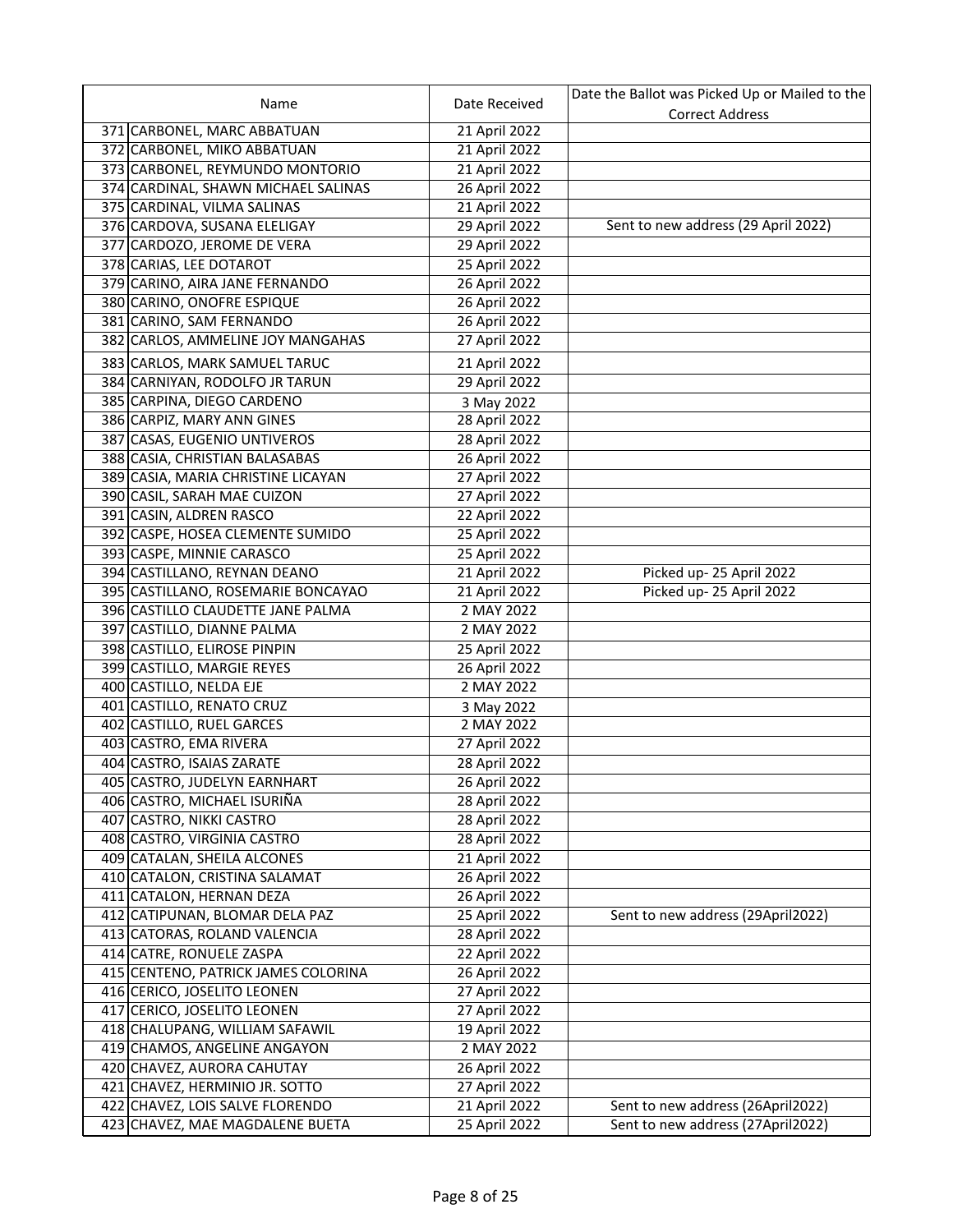| | Name | Date Received | Date the Ballot was Picked Up or Mailed to the Correct Address |
|---|---|---|---|
| 371 | CARBONEL, MARC ABBATUAN | 21 April 2022 | |
| 372 | CARBONEL, MIKO ABBATUAN | 21 April 2022 | |
| 373 | CARBONEL, REYMUNDO MONTORIO | 21 April 2022 | |
| 374 | CARDINAL, SHAWN MICHAEL SALINAS | 26 April 2022 | |
| 375 | CARDINAL, VILMA SALINAS | 21 April 2022 | |
| 376 | CARDOVA, SUSANA ELELIGAY | 29 April 2022 | Sent to new address (29 April 2022) |
| 377 | CARDOZO, JEROME DE VERA | 29 April 2022 | |
| 378 | CARIAS, LEE DOTAROT | 25 April 2022 | |
| 379 | CARINO, AIRA JANE FERNANDO | 26 April 2022 | |
| 380 | CARINO, ONOFRE ESPIQUE | 26 April 2022 | |
| 381 | CARINO, SAM FERNANDO | 26 April 2022 | |
| 382 | CARLOS, AMMELINE JOY MANGAHAS | 27 April 2022 | |
| 383 | CARLOS, MARK SAMUEL TARUC | 21 April 2022 | |
| 384 | CARNIYAN, RODOLFO JR TARUN | 29 April 2022 | |
| 385 | CARPINA, DIEGO CARDENO | 3 May 2022 | |
| 386 | CARPIZ, MARY ANN GINES | 28 April 2022 | |
| 387 | CASAS, EUGENIO UNTIVEROS | 28 April 2022 | |
| 388 | CASIA, CHRISTIAN BALASABAS | 26 April 2022 | |
| 389 | CASIA, MARIA CHRISTINE LICAYAN | 27 April 2022 | |
| 390 | CASIL, SARAH MAE CUIZON | 27 April 2022 | |
| 391 | CASIN, ALDREN RASCO | 22 April 2022 | |
| 392 | CASPE, HOSEA CLEMENTE SUMIDO | 25 April 2022 | |
| 393 | CASPE, MINNIE CARASCO | 25 April 2022 | |
| 394 | CASTILLANO, REYNAN DEANO | 21 April 2022 | Picked up- 25 April 2022 |
| 395 | CASTILLANO, ROSEMARIE BONCAYAO | 21 April 2022 | Picked up- 25 April 2022 |
| 396 | CASTILLO CLAUDETTE JANE PALMA | 2 MAY 2022 | |
| 397 | CASTILLO, DIANNE PALMA | 2 MAY 2022 | |
| 398 | CASTILLO, ELIROSE PINPIN | 25 April 2022 | |
| 399 | CASTILLO, MARGIE REYES | 26 April 2022 | |
| 400 | CASTILLO, NELDA EJE | 2 MAY 2022 | |
| 401 | CASTILLO, RENATO CRUZ | 3 May 2022 | |
| 402 | CASTILLO, RUEL GARCES | 2 MAY 2022 | |
| 403 | CASTRO, EMA RIVERA | 27 April 2022 | |
| 404 | CASTRO, ISAIAS ZARATE | 28 April 2022 | |
| 405 | CASTRO, JUDELYN EARNHART | 26 April 2022 | |
| 406 | CASTRO, MICHAEL ISURIÑA | 28 April 2022 | |
| 407 | CASTRO, NIKKI CASTRO | 28 April 2022 | |
| 408 | CASTRO, VIRGINIA CASTRO | 28 April 2022 | |
| 409 | CATALAN, SHEILA ALCONES | 21 April 2022 | |
| 410 | CATALON, CRISTINA SALAMAT | 26 April 2022 | |
| 411 | CATALON, HERNAN DEZA | 26 April 2022 | |
| 412 | CATIPUNAN, BLOMAR DELA PAZ | 25 April 2022 | Sent to new address (29April2022) |
| 413 | CATORAS, ROLAND VALENCIA | 28 April 2022 | |
| 414 | CATRE, RONUELE ZASPA | 22 April 2022 | |
| 415 | CENTENO, PATRICK JAMES COLORINA | 26 April 2022 | |
| 416 | CERICO, JOSELITO LEONEN | 27 April 2022 | |
| 417 | CERICO, JOSELITO LEONEN | 27 April 2022 | |
| 418 | CHALUPANG, WILLIAM SAFAWIL | 19 April 2022 | |
| 419 | CHAMOS, ANGELINE ANGAYON | 2 MAY 2022 | |
| 420 | CHAVEZ, AURORA CAHUTAY | 26 April 2022 | |
| 421 | CHAVEZ, HERMINIO JR. SOTTO | 27 April 2022 | |
| 422 | CHAVEZ, LOIS SALVE FLORENDO | 21 April 2022 | Sent to new address (26April2022) |
| 423 | CHAVEZ, MAE MAGDALENE BUETA | 25 April 2022 | Sent to new address (27April2022) |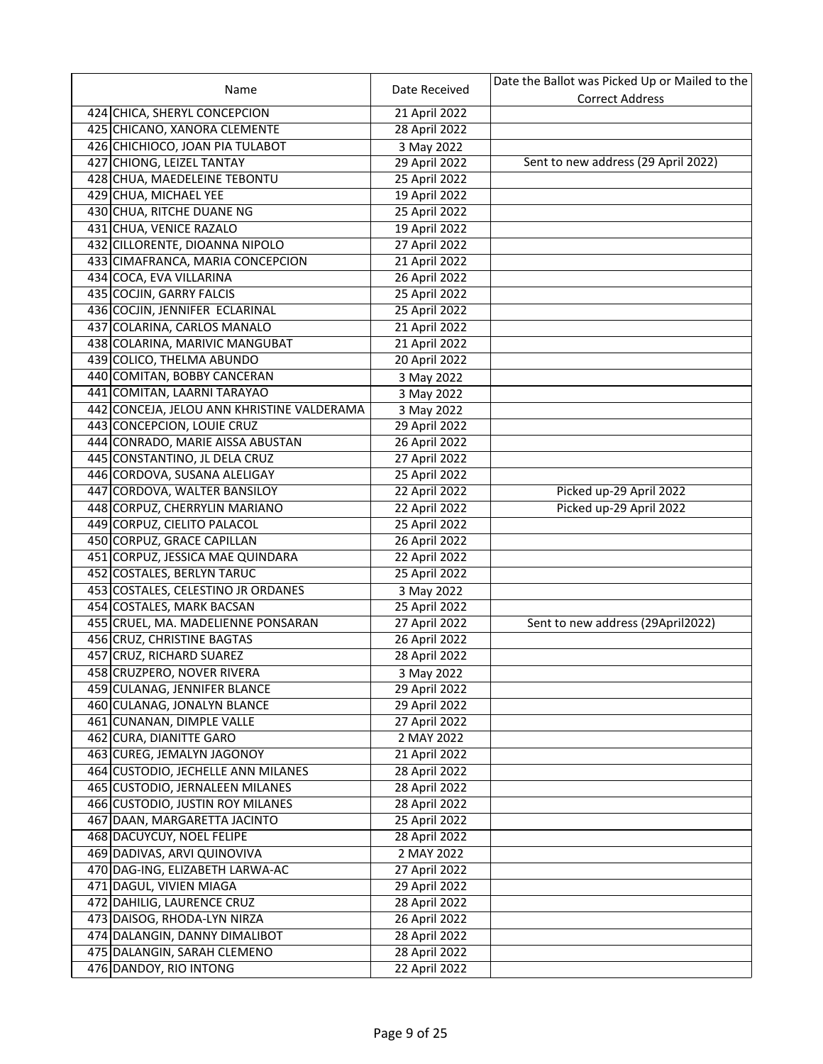| | Name | Date Received | Date the Ballot was Picked Up or Mailed to the Correct Address |
|---|---|---|---|
| 424 | CHICA, SHERYL CONCEPCION | 21 April 2022 | |
| 425 | CHICANO, XANORA CLEMENTE | 28 April 2022 | |
| 426 | CHICHIOCO, JOAN PIA TULABOT | 3 May 2022 | |
| 427 | CHIONG, LEIZEL TANTAY | 29 April 2022 | Sent to new address (29 April 2022) |
| 428 | CHUA, MAEDELEINE TEBONTU | 25 April 2022 | |
| 429 | CHUA, MICHAEL YEE | 19 April 2022 | |
| 430 | CHUA, RITCHE DUANE NG | 25 April 2022 | |
| 431 | CHUA, VENICE RAZALO | 19 April 2022 | |
| 432 | CILLORENTE, DIOANNA NIPOLO | 27 April 2022 | |
| 433 | CIMAFRANCA, MARIA CONCEPCION | 21 April 2022 | |
| 434 | COCA, EVA VILLARINA | 26 April 2022 | |
| 435 | COCJIN, GARRY FALCIS | 25 April 2022 | |
| 436 | COCJIN, JENNIFER ECLARINAL | 25 April 2022 | |
| 437 | COLARINA, CARLOS MANALO | 21 April 2022 | |
| 438 | COLARINA, MARIVIC MANGUBAT | 21 April 2022 | |
| 439 | COLICO, THELMA ABUNDO | 20 April 2022 | |
| 440 | COMITAN, BOBBY CANCERAN | 3 May 2022 | |
| 441 | COMITAN, LAARNI TARAYAO | 3 May 2022 | |
| 442 | CONCEJA, JELOU ANN KHRISTINE VALDERAMA | 3 May 2022 | |
| 443 | CONCEPCION, LOUIE CRUZ | 29 April 2022 | |
| 444 | CONRADO, MARIE AISSA ABUSTAN | 26 April 2022 | |
| 445 | CONSTANTINO, JL DELA CRUZ | 27 April 2022 | |
| 446 | CORDOVA, SUSANA ALELIGAY | 25 April 2022 | |
| 447 | CORDOVA, WALTER BANSILOY | 22 April 2022 | Picked up-29 April 2022 |
| 448 | CORPUZ, CHERRYLIN MARIANO | 22 April 2022 | Picked up-29 April 2022 |
| 449 | CORPUZ, CIELITO PALACOL | 25 April 2022 | |
| 450 | CORPUZ, GRACE CAPILLAN | 26 April 2022 | |
| 451 | CORPUZ, JESSICA MAE QUINDARA | 22 April 2022 | |
| 452 | COSTALES, BERLYN TARUC | 25 April 2022 | |
| 453 | COSTALES, CELESTINO JR ORDANES | 3 May 2022 | |
| 454 | COSTALES, MARK BACSAN | 25 April 2022 | |
| 455 | CRUEL, MA. MADELIENNE PONSARAN | 27 April 2022 | Sent to new address (29April2022) |
| 456 | CRUZ, CHRISTINE BAGTAS | 26 April 2022 | |
| 457 | CRUZ, RICHARD SUAREZ | 28 April 2022 | |
| 458 | CRUZPERO, NOVER RIVERA | 3 May 2022 | |
| 459 | CULANAG, JENNIFER BLANCE | 29 April 2022 | |
| 460 | CULANAG, JONALYN BLANCE | 29 April 2022 | |
| 461 | CUNANAN, DIMPLE VALLE | 27 April 2022 | |
| 462 | CURA, DIANITTE GARO | 2 MAY 2022 | |
| 463 | CUREG, JEMALYN JAGONOY | 21 April 2022 | |
| 464 | CUSTODIO, JECHELLE ANN MILANES | 28 April 2022 | |
| 465 | CUSTODIO, JERNALEEN MILANES | 28 April 2022 | |
| 466 | CUSTODIO, JUSTIN ROY MILANES | 28 April 2022 | |
| 467 | DAAN, MARGARETTA JACINTO | 25 April 2022 | |
| 468 | DACUYCUY, NOEL FELIPE | 28 April 2022 | |
| 469 | DADIVAS, ARVI QUINOVIVA | 2 MAY 2022 | |
| 470 | DAG-ING, ELIZABETH LARWA-AC | 27 April 2022 | |
| 471 | DAGUL, VIVIEN MIAGA | 29 April 2022 | |
| 472 | DAHILIG, LAURENCE CRUZ | 28 April 2022 | |
| 473 | DAISOG, RHODA-LYN NIRZA | 26 April 2022 | |
| 474 | DALANGIN, DANNY DIMALIBOT | 28 April 2022 | |
| 475 | DALANGIN, SARAH CLEMENO | 28 April 2022 | |
| 476 | DANDOY, RIO INTONG | 22 April 2022 | |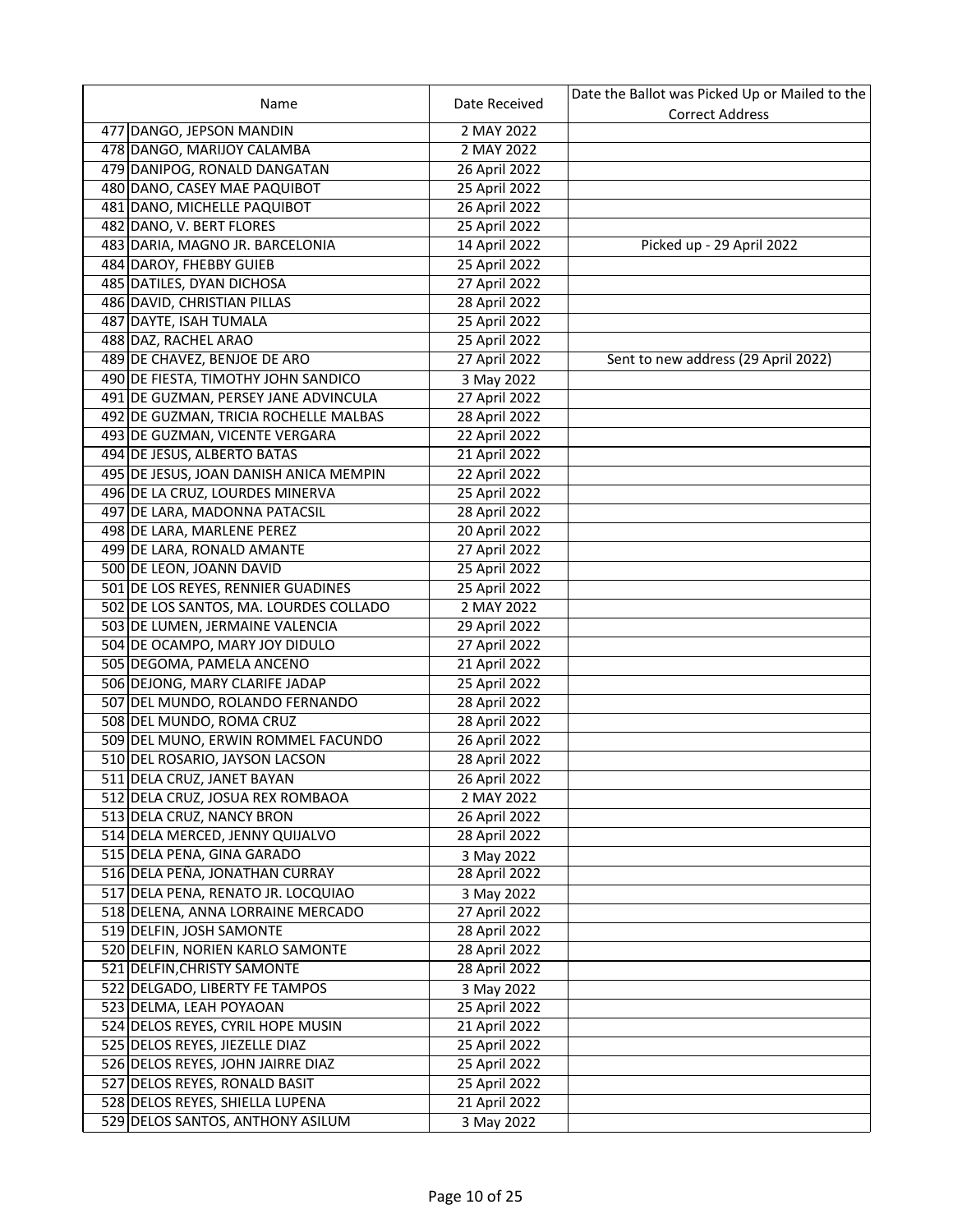| | Name | Date Received | Date the Ballot was Picked Up or Mailed to the Correct Address |
|---|---|---|---|
| 477 | DANGO, JEPSON MANDIN | 2 MAY 2022 | |
| 478 | DANGO, MARIJOY CALAMBA | 2 MAY 2022 | |
| 479 | DANIPOG, RONALD DANGATAN | 26 April 2022 | |
| 480 | DANO, CASEY MAE PAQUIBOT | 25 April 2022 | |
| 481 | DANO, MICHELLE PAQUIBOT | 26 April 2022 | |
| 482 | DANO, V. BERT FLORES | 25 April 2022 | |
| 483 | DARIA, MAGNO JR. BARCELONIA | 14 April 2022 | Picked up - 29 April 2022 |
| 484 | DAROY, FHEBBY GUIEB | 25 April 2022 | |
| 485 | DATILES, DYAN DICHOSA | 27 April 2022 | |
| 486 | DAVID, CHRISTIAN PILLAS | 28 April 2022 | |
| 487 | DAYTE, ISAH TUMALA | 25 April 2022 | |
| 488 | DAZ, RACHEL ARAO | 25 April 2022 | |
| 489 | DE CHAVEZ, BENJOE DE ARO | 27 April 2022 | Sent to new address (29 April 2022) |
| 490 | DE FIESTA, TIMOTHY JOHN SANDICO | 3 May 2022 | |
| 491 | DE GUZMAN, PERSEY JANE ADVINCULA | 27 April 2022 | |
| 492 | DE GUZMAN, TRICIA ROCHELLE MALBAS | 28 April 2022 | |
| 493 | DE GUZMAN, VICENTE VERGARA | 22 April 2022 | |
| 494 | DE JESUS, ALBERTO BATAS | 21 April 2022 | |
| 495 | DE JESUS, JOAN DANISH ANICA MEMPIN | 22 April 2022 | |
| 496 | DE LA CRUZ, LOURDES MINERVA | 25 April 2022 | |
| 497 | DE LARA, MADONNA PATACSIL | 28 April 2022 | |
| 498 | DE LARA, MARLENE PEREZ | 20 April 2022 | |
| 499 | DE LARA, RONALD AMANTE | 27 April 2022 | |
| 500 | DE LEON, JOANN DAVID | 25 April 2022 | |
| 501 | DE LOS REYES, RENNIER GUADINES | 25 April 2022 | |
| 502 | DE LOS SANTOS, MA. LOURDES COLLADO | 2 MAY 2022 | |
| 503 | DE LUMEN, JERMAINE VALENCIA | 29 April 2022 | |
| 504 | DE OCAMPO, MARY JOY DIDULO | 27 April 2022 | |
| 505 | DEGOMA, PAMELA ANCENO | 21 April 2022 | |
| 506 | DEJONG, MARY CLARIFE JADAP | 25 April 2022 | |
| 507 | DEL MUNDO, ROLANDO FERNANDO | 28 April 2022 | |
| 508 | DEL MUNDO, ROMA CRUZ | 28 April 2022 | |
| 509 | DEL MUNO, ERWIN ROMMEL FACUNDO | 26 April 2022 | |
| 510 | DEL ROSARIO, JAYSON LACSON | 28 April 2022 | |
| 511 | DELA CRUZ, JANET BAYAN | 26 April 2022 | |
| 512 | DELA CRUZ, JOSUA REX ROMBAOA | 2 MAY 2022 | |
| 513 | DELA CRUZ, NANCY BRON | 26 April 2022 | |
| 514 | DELA MERCED, JENNY QUIJALVO | 28 April 2022 | |
| 515 | DELA PENA, GINA GARADO | 3 May 2022 | |
| 516 | DELA PEÑA, JONATHAN CURRAY | 28 April 2022 | |
| 517 | DELA PENA, RENATO JR. LOCQUIAO | 3 May 2022 | |
| 518 | DELENA, ANNA LORRAINE MERCADO | 27 April 2022 | |
| 519 | DELFIN, JOSH SAMONTE | 28 April 2022 | |
| 520 | DELFIN, NORIEN KARLO SAMONTE | 28 April 2022 | |
| 521 | DELFIN,CHRISTY SAMONTE | 28 April 2022 | |
| 522 | DELGADO, LIBERTY FE TAMPOS | 3 May 2022 | |
| 523 | DELMA, LEAH POYAOAN | 25 April 2022 | |
| 524 | DELOS REYES, CYRIL HOPE MUSIN | 21 April 2022 | |
| 525 | DELOS REYES, JIEZELLE DIAZ | 25 April 2022 | |
| 526 | DELOS REYES, JOHN JAIRRE DIAZ | 25 April 2022 | |
| 527 | DELOS REYES, RONALD BASIT | 25 April 2022 | |
| 528 | DELOS REYES, SHIELLA LUPENA | 21 April 2022 | |
| 529 | DELOS SANTOS, ANTHONY ASILUM | 3 May 2022 | |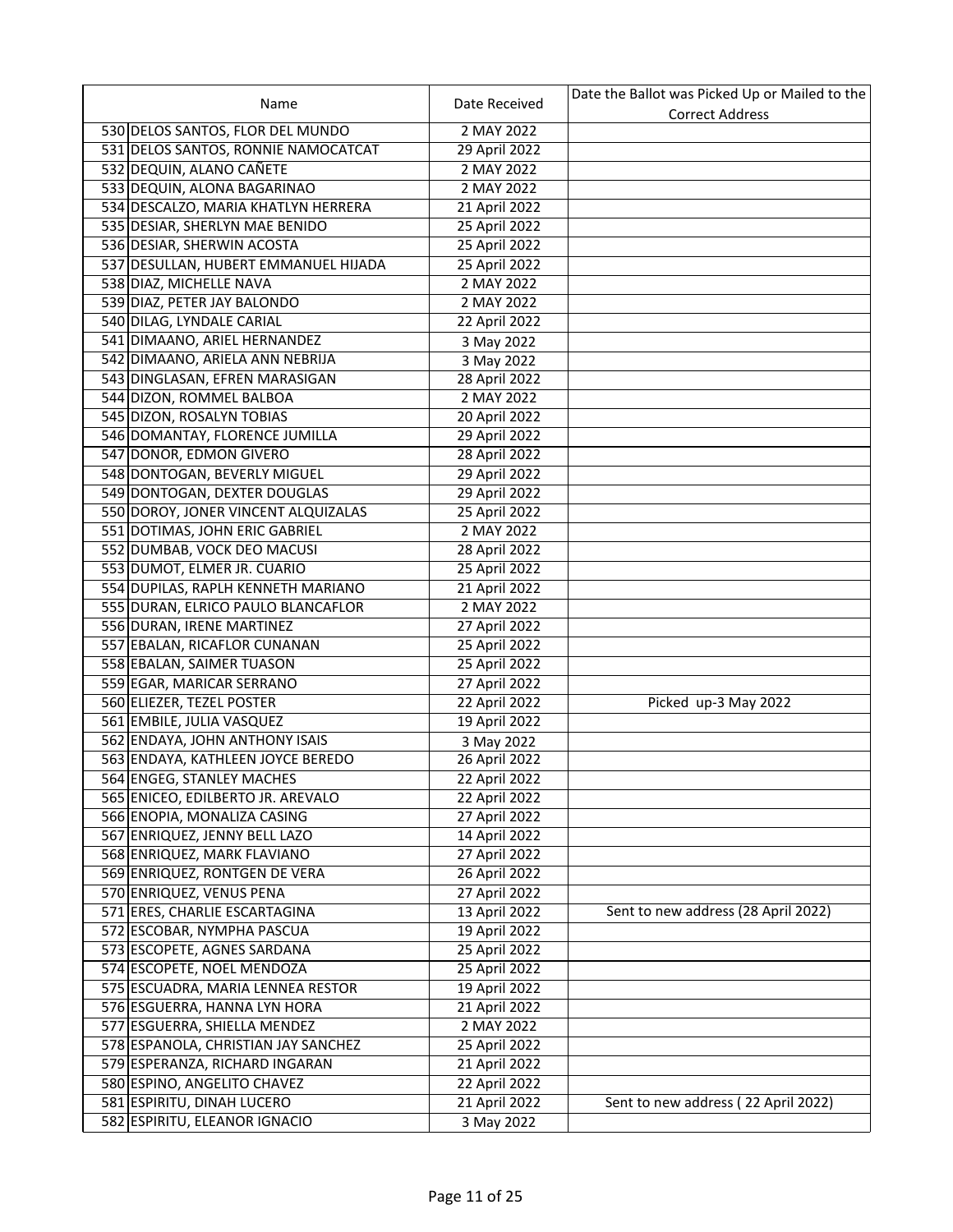| | Name | Date Received | Date the Ballot was Picked Up or Mailed to the Correct Address |
|---|---|---|---|
| 530 | DELOS SANTOS, FLOR DEL MUNDO | 2 MAY 2022 | |
| 531 | DELOS SANTOS, RONNIE NAMOCATCAT | 29 April 2022 | |
| 532 | DEQUIN, ALANO CAÑETE | 2 MAY 2022 | |
| 533 | DEQUIN, ALONA BAGARINAO | 2 MAY 2022 | |
| 534 | DESCALZO, MARIA KHATLYN HERRERA | 21 April 2022 | |
| 535 | DESIAR, SHERLYN MAE BENIDO | 25 April 2022 | |
| 536 | DESIAR, SHERWIN ACOSTA | 25 April 2022 | |
| 537 | DESULLAN, HUBERT EMMANUEL HIJADA | 25 April 2022 | |
| 538 | DIAZ, MICHELLE NAVA | 2 MAY 2022 | |
| 539 | DIAZ, PETER JAY BALONDO | 2 MAY 2022 | |
| 540 | DILAG, LYNDALE CARIAL | 22 April 2022 | |
| 541 | DIMAANO, ARIEL HERNANDEZ | 3 May 2022 | |
| 542 | DIMAANO, ARIELA ANN NEBRIJA | 3 May 2022 | |
| 543 | DINGLASAN, EFREN MARASIGAN | 28 April 2022 | |
| 544 | DIZON, ROMMEL BALBOA | 2 MAY 2022 | |
| 545 | DIZON, ROSALYN TOBIAS | 20 April 2022 | |
| 546 | DOMANTAY, FLORENCE JUMILLA | 29 April 2022 | |
| 547 | DONOR, EDMON GIVERO | 28 April 2022 | |
| 548 | DONTOGAN, BEVERLY MIGUEL | 29 April 2022 | |
| 549 | DONTOGAN, DEXTER DOUGLAS | 29 April 2022 | |
| 550 | DOROY, JONER VINCENT ALQUIZALAS | 25 April 2022 | |
| 551 | DOTIMAS, JOHN ERIC GABRIEL | 2 MAY 2022 | |
| 552 | DUMBAB, VOCK DEO MACUSI | 28 April 2022 | |
| 553 | DUMOT, ELMER JR. CUARIO | 25 April 2022 | |
| 554 | DUPILAS, RAPLH KENNETH MARIANO | 21 April 2022 | |
| 555 | DURAN, ELRICO PAULO BLANCAFLOR | 2 MAY 2022 | |
| 556 | DURAN, IRENE MARTINEZ | 27 April 2022 | |
| 557 | EBALAN, RICAFLOR CUNANAN | 25 April 2022 | |
| 558 | EBALAN, SAIMER TUASON | 25 April 2022 | |
| 559 | EGAR, MARICAR SERRANO | 27 April 2022 | |
| 560 | ELIEZER, TEZEL POSTER | 22 April 2022 | Picked up-3 May 2022 |
| 561 | EMBILE, JULIA VASQUEZ | 19 April 2022 | |
| 562 | ENDAYA, JOHN ANTHONY ISAIS | 3 May 2022 | |
| 563 | ENDAYA, KATHLEEN JOYCE BEREDO | 26 April 2022 | |
| 564 | ENGEG, STANLEY MACHES | 22 April 2022 | |
| 565 | ENICEO, EDILBERTO JR. AREVALO | 22 April 2022 | |
| 566 | ENOPIA, MONALIZA CASING | 27 April 2022 | |
| 567 | ENRIQUEZ, JENNY BELL LAZO | 14 April 2022 | |
| 568 | ENRIQUEZ, MARK FLAVIANO | 27 April 2022 | |
| 569 | ENRIQUEZ, RONTGEN DE VERA | 26 April 2022 | |
| 570 | ENRIQUEZ, VENUS PENA | 27 April 2022 | |
| 571 | ERES, CHARLIE ESCARTAGINA | 13 April 2022 | Sent to new address (28 April 2022) |
| 572 | ESCOBAR, NYMPHA PASCUA | 19 April 2022 | |
| 573 | ESCOPETE, AGNES SARDANA | 25 April 2022 | |
| 574 | ESCOPETE, NOEL MENDOZA | 25 April 2022 | |
| 575 | ESCUADRA, MARIA LENNEA RESTOR | 19 April 2022 | |
| 576 | ESGUERRA, HANNA LYN HORA | 21 April 2022 | |
| 577 | ESGUERRA, SHIELLA MENDEZ | 2 MAY 2022 | |
| 578 | ESPANOLA, CHRISTIAN JAY SANCHEZ | 25 April 2022 | |
| 579 | ESPERANZA, RICHARD INGARAN | 21 April 2022 | |
| 580 | ESPINO, ANGELITO CHAVEZ | 22 April 2022 | |
| 581 | ESPIRITU, DINAH LUCERO | 21 April 2022 | Sent to new address ( 22 April 2022) |
| 582 | ESPIRITU, ELEANOR IGNACIO | 3 May 2022 | |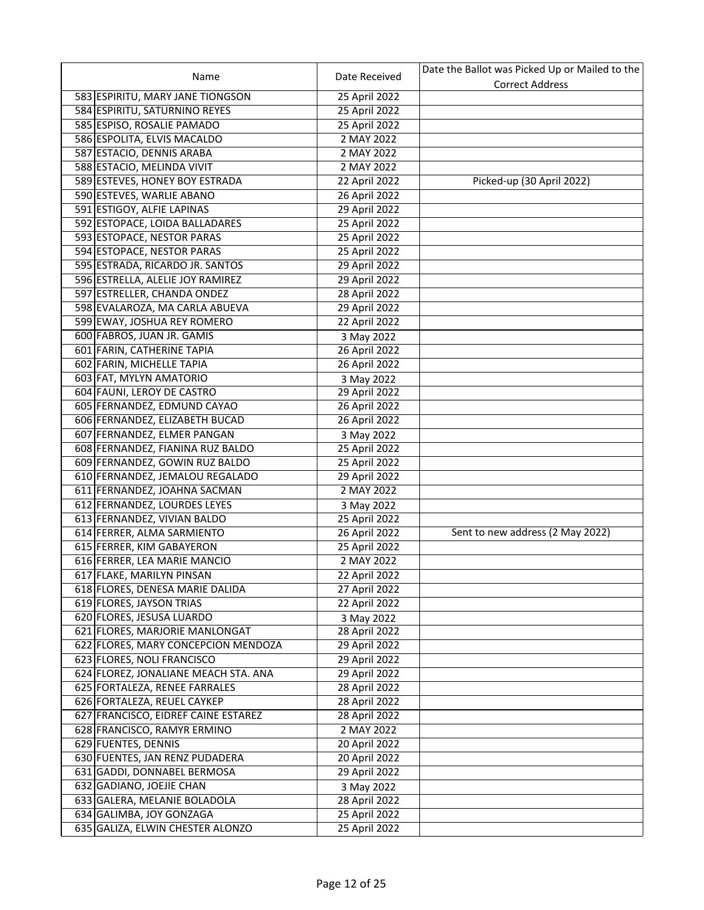| | Name | Date Received | Date the Ballot was Picked Up or Mailed to the Correct Address |
|---|---|---|---|
| 583 | ESPIRITU, MARY JANE TIONGSON | 25 April 2022 | |
| 584 | ESPIRITU, SATURNINO REYES | 25 April 2022 | |
| 585 | ESPISO, ROSALIE PAMADO | 25 April 2022 | |
| 586 | ESPOLITA, ELVIS MACALDO | 2 MAY 2022 | |
| 587 | ESTACIO, DENNIS ARABA | 2 MAY 2022 | |
| 588 | ESTACIO, MELINDA VIVIT | 2 MAY 2022 | |
| 589 | ESTEVES, HONEY BOY ESTRADA | 22 April 2022 | Picked-up (30 April 2022) |
| 590 | ESTEVES, WARLIE ABANO | 26 April 2022 | |
| 591 | ESTIGOY, ALFIE LAPINAS | 29 April 2022 | |
| 592 | ESTOPACE, LOIDA BALLADARES | 25 April 2022 | |
| 593 | ESTOPACE, NESTOR PARAS | 25 April 2022 | |
| 594 | ESTOPACE, NESTOR PARAS | 25 April 2022 | |
| 595 | ESTRADA, RICARDO JR. SANTOS | 29 April 2022 | |
| 596 | ESTRELLA, ALELIE JOY RAMIREZ | 29 April 2022 | |
| 597 | ESTRELLER, CHANDA ONDEZ | 28 April 2022 | |
| 598 | EVALAROZA, MA CARLA ABUEVA | 29 April 2022 | |
| 599 | EWAY, JOSHUA REY ROMERO | 22 April 2022 | |
| 600 | FABROS, JUAN JR. GAMIS | 3 May 2022 | |
| 601 | FARIN, CATHERINE TAPIA | 26 April 2022 | |
| 602 | FARIN, MICHELLE TAPIA | 26 April 2022 | |
| 603 | FAT, MYLYN AMATORIO | 3 May 2022 | |
| 604 | FAUNI, LEROY DE CASTRO | 29 April 2022 | |
| 605 | FERNANDEZ, EDMUND CAYAO | 26 April 2022 | |
| 606 | FERNANDEZ, ELIZABETH BUCAD | 26 April 2022 | |
| 607 | FERNANDEZ, ELMER PANGAN | 3 May 2022 | |
| 608 | FERNANDEZ, FIANINA RUZ BALDO | 25 April 2022 | |
| 609 | FERNANDEZ, GOWIN RUZ BALDO | 25 April 2022 | |
| 610 | FERNANDEZ, JEMALOU REGALADO | 29 April 2022 | |
| 611 | FERNANDEZ, JOAHNA SACMAN | 2 MAY 2022 | |
| 612 | FERNANDEZ, LOURDES LEYES | 3 May 2022 | |
| 613 | FERNANDEZ, VIVIAN BALDO | 25 April 2022 | |
| 614 | FERRER, ALMA SARMIENTO | 26 April 2022 | Sent to new address (2 May 2022) |
| 615 | FERRER, KIM GABAYERON | 25 April 2022 | |
| 616 | FERRER, LEA MARIE MANCIO | 2 MAY 2022 | |
| 617 | FLAKE, MARILYN PINSAN | 22 April 2022 | |
| 618 | FLORES, DENESA MARIE DALIDA | 27 April 2022 | |
| 619 | FLORES, JAYSON TRIAS | 22 April 2022 | |
| 620 | FLORES, JESUSA LUARDO | 3 May 2022 | |
| 621 | FLORES, MARJORIE MANLONGAT | 28 April 2022 | |
| 622 | FLORES, MARY CONCEPCION MENDOZA | 29 April 2022 | |
| 623 | FLORES, NOLI FRANCISCO | 29 April 2022 | |
| 624 | FLOREZ, JONALIANE MEACH STA. ANA | 29 April 2022 | |
| 625 | FORTALEZA, RENEE FARRALES | 28 April 2022 | |
| 626 | FORTALEZA, REUEL CAYKEP | 28 April 2022 | |
| 627 | FRANCISCO, EIDREF CAINE ESTAREZ | 28 April 2022 | |
| 628 | FRANCISCO, RAMYR ERMINO | 2 MAY 2022 | |
| 629 | FUENTES, DENNIS | 20 April 2022 | |
| 630 | FUENTES, JAN RENZ PUDADERA | 20 April 2022 | |
| 631 | GADDI, DONNABEL BERMOSA | 29 April 2022 | |
| 632 | GADIANO, JOEJIE CHAN | 3 May 2022 | |
| 633 | GALERA, MELANIE BOLADOLA | 28 April 2022 | |
| 634 | GALIMBA, JOY GONZAGA | 25 April 2022 | |
| 635 | GALIZA, ELWIN CHESTER ALONZO | 25 April 2022 | |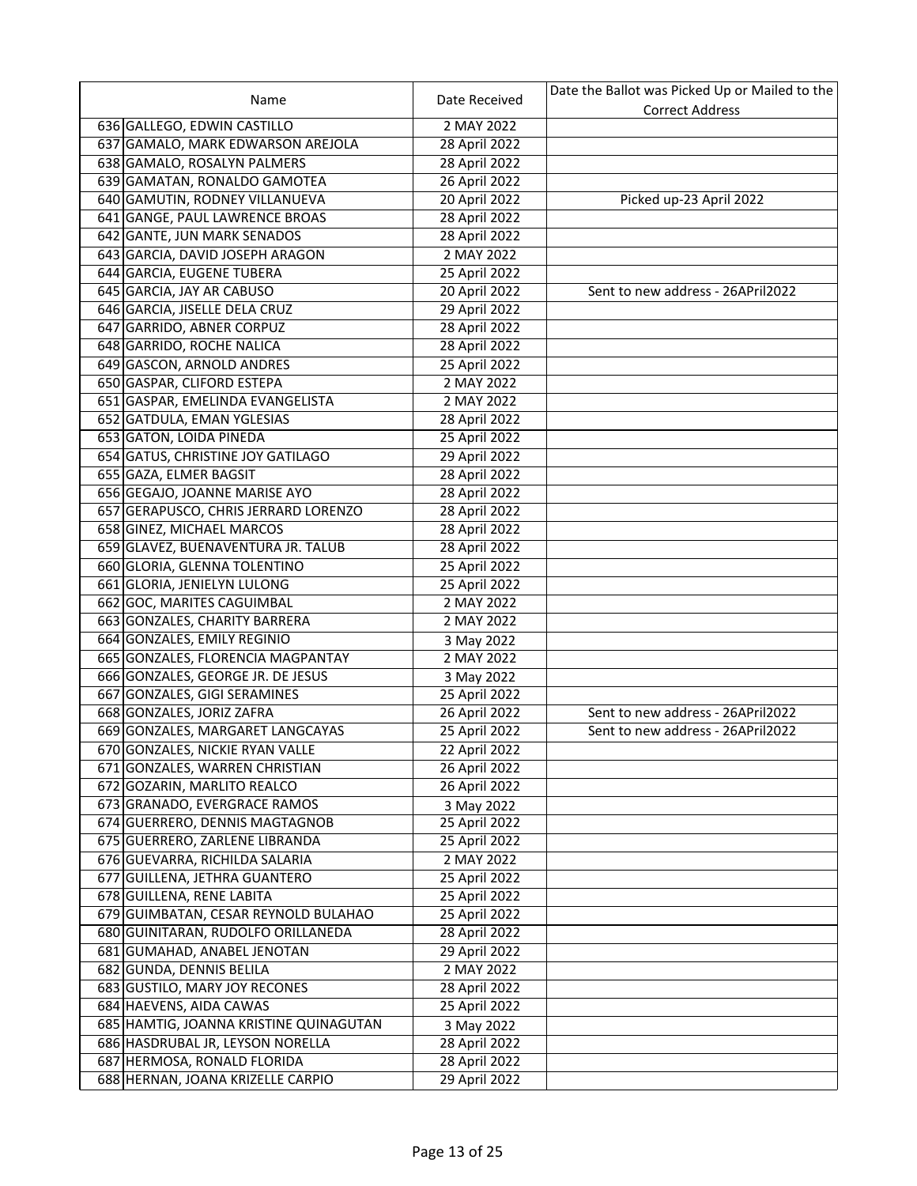| | Name | Date Received | Date the Ballot was Picked Up or Mailed to the Correct Address |
|---|---|---|---|
| 636 | GALLEGO, EDWIN CASTILLO | 2 MAY 2022 | |
| 637 | GAMALO, MARK EDWARSON AREJOLA | 28 April 2022 | |
| 638 | GAMALO, ROSALYN PALMERS | 28 April 2022 | |
| 639 | GAMATAN, RONALDO GAMOTEA | 26 April 2022 | |
| 640 | GAMUTIN, RODNEY VILLANUEVA | 20 April 2022 | Picked up-23 April 2022 |
| 641 | GANGE, PAUL LAWRENCE BROAS | 28 April 2022 | |
| 642 | GANTE, JUN MARK SENADOS | 28 April 2022 | |
| 643 | GARCIA, DAVID JOSEPH ARAGON | 2 MAY 2022 | |
| 644 | GARCIA, EUGENE TUBERA | 25 April 2022 | |
| 645 | GARCIA, JAY AR CABUSO | 20 April 2022 | Sent to new address - 26APril2022 |
| 646 | GARCIA, JISELLE DELA CRUZ | 29 April 2022 | |
| 647 | GARRIDO, ABNER CORPUZ | 28 April 2022 | |
| 648 | GARRIDO, ROCHE NALICA | 28 April 2022 | |
| 649 | GASCON, ARNOLD ANDRES | 25 April 2022 | |
| 650 | GASPAR, CLIFORD ESTEPA | 2 MAY 2022 | |
| 651 | GASPAR, EMELINDA EVANGELISTA | 2 MAY 2022 | |
| 652 | GATDULA, EMAN YGLESIAS | 28 April 2022 | |
| 653 | GATON, LOIDA PINEDA | 25 April 2022 | |
| 654 | GATUS, CHRISTINE JOY GATILAGO | 29 April 2022 | |
| 655 | GAZA, ELMER BAGSIT | 28 April 2022 | |
| 656 | GEGAJO, JOANNE MARISE AYO | 28 April 2022 | |
| 657 | GERAPUSCO, CHRIS JERRARD LORENZO | 28 April 2022 | |
| 658 | GINEZ, MICHAEL MARCOS | 28 April 2022 | |
| 659 | GLAVEZ, BUENAVENTURA JR. TALUB | 28 April 2022 | |
| 660 | GLORIA, GLENNA TOLENTINO | 25 April 2022 | |
| 661 | GLORIA, JENIELYN LULONG | 25 April 2022 | |
| 662 | GOC, MARITES CAGUIMBAL | 2 MAY 2022 | |
| 663 | GONZALES, CHARITY BARRERA | 2 MAY 2022 | |
| 664 | GONZALES, EMILY REGINIO | 3 May 2022 | |
| 665 | GONZALES, FLORENCIA MAGPANTAY | 2 MAY 2022 | |
| 666 | GONZALES, GEORGE JR. DE JESUS | 3 May 2022 | |
| 667 | GONZALES, GIGI SERAMINES | 25 April 2022 | |
| 668 | GONZALES, JORIZ ZAFRA | 26 April 2022 | Sent to new address - 26APril2022 |
| 669 | GONZALES, MARGARET LANGCAYAS | 25 April 2022 | Sent to new address - 26APril2022 |
| 670 | GONZALES, NICKIE RYAN VALLE | 22 April 2022 | |
| 671 | GONZALES, WARREN CHRISTIAN | 26 April 2022 | |
| 672 | GOZARIN, MARLITO REALCO | 26 April 2022 | |
| 673 | GRANADO, EVERGRACE RAMOS | 3 May 2022 | |
| 674 | GUERRERO, DENNIS MAGTAGNOB | 25 April 2022 | |
| 675 | GUERRERO, ZARLENE LIBRANDA | 25 April 2022 | |
| 676 | GUEVARRA, RICHILDA SALARIA | 2 MAY 2022 | |
| 677 | GUILLENA, JETHRA GUANTERO | 25 April 2022 | |
| 678 | GUILLENA, RENE LABITA | 25 April 2022 | |
| 679 | GUIMBATAN, CESAR REYNOLD BULAHAO | 25 April 2022 | |
| 680 | GUINITARAN, RUDOLFO ORILLANEDA | 28 April 2022 | |
| 681 | GUMAHAD, ANABEL JENOTAN | 29 April 2022 | |
| 682 | GUNDA, DENNIS BELILA | 2 MAY 2022 | |
| 683 | GUSTILO, MARY JOY RECONES | 28 April 2022 | |
| 684 | HAEVENS, AIDA CAWAS | 25 April 2022 | |
| 685 | HAMTIG, JOANNA KRISTINE QUINAGUTAN | 3 May 2022 | |
| 686 | HASDRUBAL JR, LEYSON NORELLA | 28 April 2022 | |
| 687 | HERMOSA, RONALD FLORIDA | 28 April 2022 | |
| 688 | HERNAN, JOANA KRIZELLE CARPIO | 29 April 2022 | |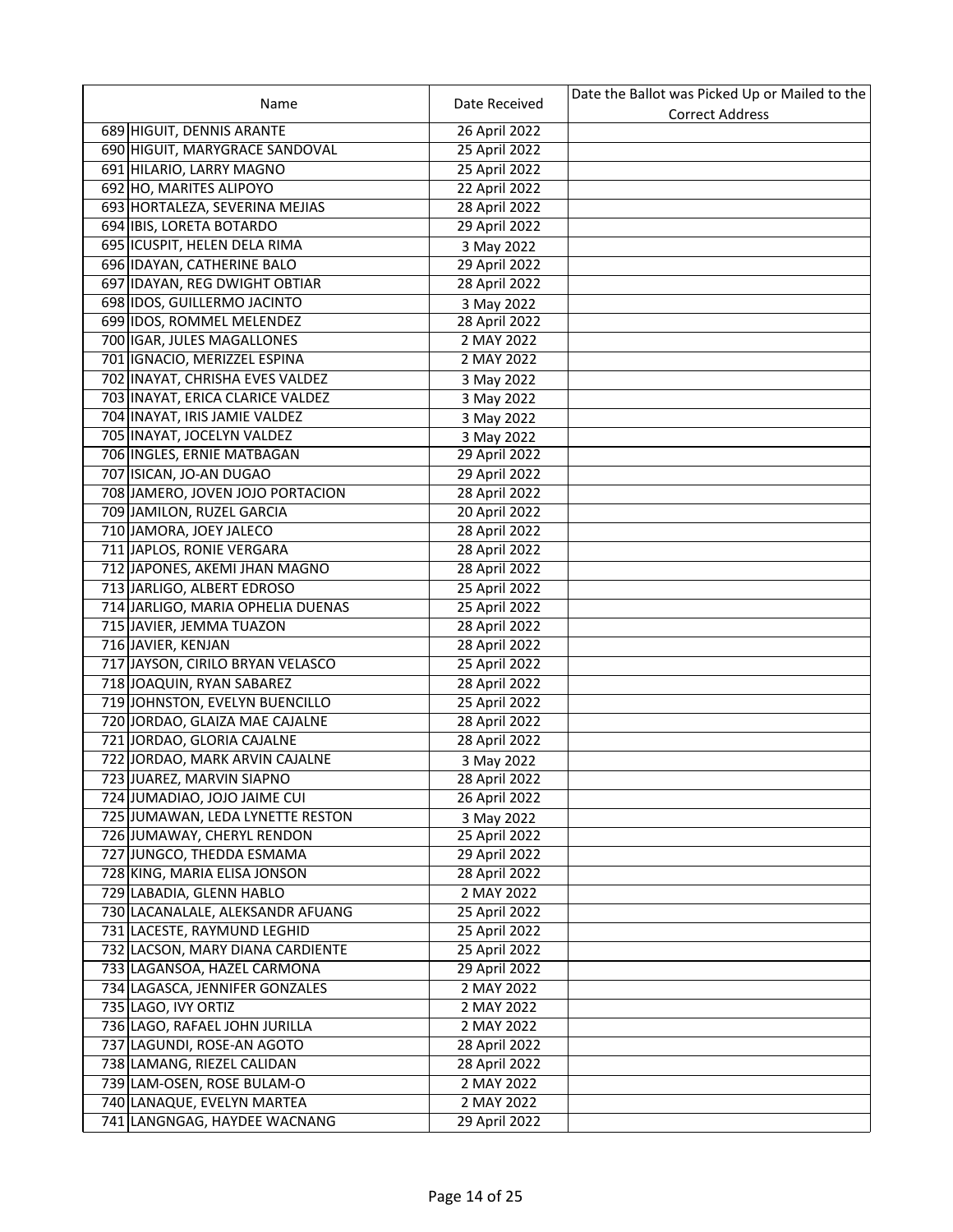| | Name | Date Received | Date the Ballot was Picked Up or Mailed to the Correct Address |
|---|---|---|---|
| 689 | HIGUIT, DENNIS ARANTE | 26 April 2022 | |
| 690 | HIGUIT, MARYGRACE SANDOVAL | 25 April 2022 | |
| 691 | HILARIO, LARRY MAGNO | 25 April 2022 | |
| 692 | HO, MARITES ALIPOYO | 22 April 2022 | |
| 693 | HORTALEZA, SEVERINA MEJIAS | 28 April 2022 | |
| 694 | IBIS, LORETA BOTARDO | 29 April 2022 | |
| 695 | ICUSPIT, HELEN DELA RIMA | 3 May 2022 | |
| 696 | IDAYAN, CATHERINE BALO | 29 April 2022 | |
| 697 | IDAYAN, REG DWIGHT OBTIAR | 28 April 2022 | |
| 698 | IDOS, GUILLERMO JACINTO | 3 May 2022 | |
| 699 | IDOS, ROMMEL MELENDEZ | 28 April 2022 | |
| 700 | IGAR, JULES MAGALLONES | 2 MAY 2022 | |
| 701 | IGNACIO, MERIZZEL ESPINA | 2 MAY 2022 | |
| 702 | INAYAT, CHRISHA EVES VALDEZ | 3 May 2022 | |
| 703 | INAYAT, ERICA CLARICE VALDEZ | 3 May 2022 | |
| 704 | INAYAT, IRIS JAMIE VALDEZ | 3 May 2022 | |
| 705 | INAYAT, JOCELYN VALDEZ | 3 May 2022 | |
| 706 | INGLES, ERNIE MATBAGAN | 29 April 2022 | |
| 707 | ISICAN, JO-AN DUGAO | 29 April 2022 | |
| 708 | JAMERO, JOVEN JOJO PORTACION | 28 April 2022 | |
| 709 | JAMILON, RUZEL GARCIA | 20 April 2022 | |
| 710 | JAMORA, JOEY JALECO | 28 April 2022 | |
| 711 | JAPLOS, RONIE VERGARA | 28 April 2022 | |
| 712 | JAPONES, AKEMI JHAN MAGNO | 28 April 2022 | |
| 713 | JARLIGO, ALBERT EDROSO | 25 April 2022 | |
| 714 | JARLIGO, MARIA OPHELIA DUENAS | 25 April 2022 | |
| 715 | JAVIER, JEMMA TUAZON | 28 April 2022 | |
| 716 | JAVIER, KENJAN | 28 April 2022 | |
| 717 | JAYSON, CIRILO BRYAN VELASCO | 25 April 2022 | |
| 718 | JOAQUIN, RYAN SABAREZ | 28 April 2022 | |
| 719 | JOHNSTON, EVELYN BUENCILLO | 25 April 2022 | |
| 720 | JORDAO, GLAIZA MAE CAJALNE | 28 April 2022 | |
| 721 | JORDAO, GLORIA CAJALNE | 28 April 2022 | |
| 722 | JORDAO, MARK ARVIN CAJALNE | 3 May 2022 | |
| 723 | JUAREZ, MARVIN SIAPNO | 28 April 2022 | |
| 724 | JUMADIAO, JOJO JAIME CUI | 26 April 2022 | |
| 725 | JUMAWAN, LEDA LYNETTE RESTON | 3 May 2022 | |
| 726 | JUMAWAY, CHERYL RENDON | 25 April 2022 | |
| 727 | JUNGCO, THEDDA ESMAMA | 29 April 2022 | |
| 728 | KING, MARIA ELISA JONSON | 28 April 2022 | |
| 729 | LABADIA, GLENN HABLO | 2 MAY 2022 | |
| 730 | LACANALALE, ALEKSANDR AFUANG | 25 April 2022 | |
| 731 | LACESTE, RAYMUND LEGHID | 25 April 2022 | |
| 732 | LACSON, MARY DIANA CARDIENTE | 25 April 2022 | |
| 733 | LAGANSOA, HAZEL CARMONA | 29 April 2022 | |
| 734 | LAGASCA, JENNIFER GONZALES | 2 MAY 2022 | |
| 735 | LAGO, IVY ORTIZ | 2 MAY 2022 | |
| 736 | LAGO, RAFAEL JOHN JURILLA | 2 MAY 2022 | |
| 737 | LAGUNDI, ROSE-AN AGOTO | 28 April 2022 | |
| 738 | LAMANG, RIEZEL CALIDAN | 28 April 2022 | |
| 739 | LAM-OSEN, ROSE BULAM-O | 2 MAY 2022 | |
| 740 | LANAQUE, EVELYN MARTEA | 2 MAY 2022 | |
| 741 | LANGNGAG, HAYDEE WACNANG | 29 April 2022 | |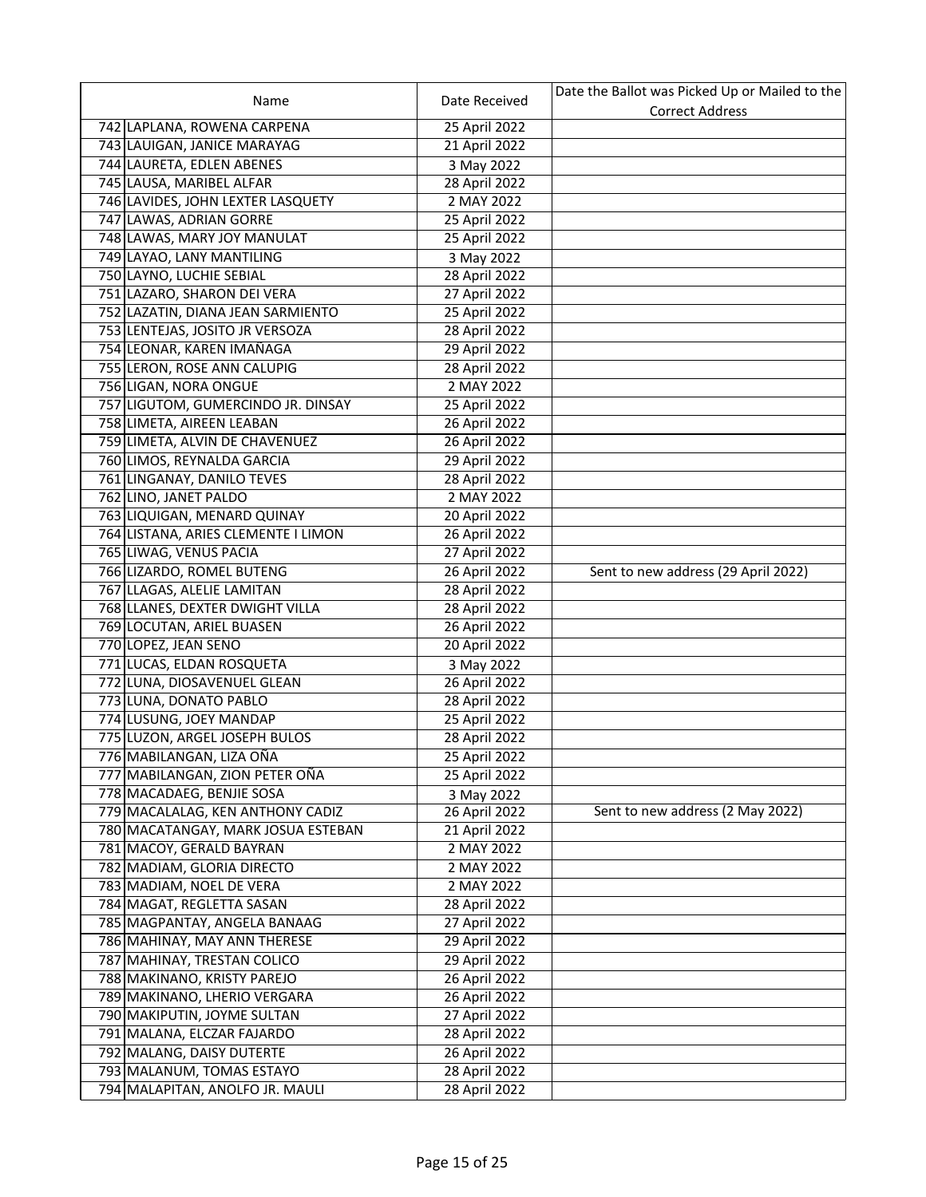| | Name | Date Received | Date the Ballot was Picked Up or Mailed to the Correct Address |
|---|---|---|---|
| 742 | LAPLANA, ROWENA CARPENA | 25 April 2022 | |
| 743 | LAUIGAN, JANICE MARAYAG | 21 April 2022 | |
| 744 | LAURETA, EDLEN ABENES | 3 May 2022 | |
| 745 | LAUSA, MARIBEL ALFAR | 28 April 2022 | |
| 746 | LAVIDES, JOHN LEXTER LASQUETY | 2 MAY 2022 | |
| 747 | LAWAS, ADRIAN GORRE | 25 April 2022 | |
| 748 | LAWAS, MARY JOY MANULAT | 25 April 2022 | |
| 749 | LAYAO, LANY MANTILING | 3 May 2022 | |
| 750 | LAYNO, LUCHIE SEBIAL | 28 April 2022 | |
| 751 | LAZARO, SHARON DEI VERA | 27 April 2022 | |
| 752 | LAZATIN, DIANA JEAN SARMIENTO | 25 April 2022 | |
| 753 | LENTEJAS, JOSITO JR VERSOZA | 28 April 2022 | |
| 754 | LEONAR, KAREN IMAÑAGA | 29 April 2022 | |
| 755 | LERON, ROSE ANN CALUPIG | 28 April 2022 | |
| 756 | LIGAN, NORA ONGUE | 2 MAY 2022 | |
| 757 | LIGUTOM, GUMERCINDO JR. DINSAY | 25 April 2022 | |
| 758 | LIMETA, AIREEN LEABAN | 26 April 2022 | |
| 759 | LIMETA, ALVIN DE CHAVENUEZ | 26 April 2022 | |
| 760 | LIMOS, REYNALDA GARCIA | 29 April 2022 | |
| 761 | LINGANAY, DANILO TEVES | 28 April 2022 | |
| 762 | LINO, JANET PALDO | 2 MAY 2022 | |
| 763 | LIQUIGAN, MENARD QUINAY | 20 April 2022 | |
| 764 | LISTANA, ARIES CLEMENTE I LIMON | 26 April 2022 | |
| 765 | LIWAG, VENUS PACIA | 27 April 2022 | |
| 766 | LIZARDO, ROMEL BUTENG | 26 April 2022 | Sent to new address (29 April 2022) |
| 767 | LLAGAS, ALELIE LAMITAN | 28 April 2022 | |
| 768 | LLANES, DEXTER DWIGHT VILLA | 28 April 2022 | |
| 769 | LOCUTAN, ARIEL BUASEN | 26 April 2022 | |
| 770 | LOPEZ, JEAN SENO | 20 April 2022 | |
| 771 | LUCAS, ELDAN ROSQUETA | 3 May 2022 | |
| 772 | LUNA, DIOSAVENUEL GLEAN | 26 April 2022 | |
| 773 | LUNA, DONATO PABLO | 28 April 2022 | |
| 774 | LUSUNG, JOEY MANDAP | 25 April 2022 | |
| 775 | LUZON, ARGEL JOSEPH BULOS | 28 April 2022 | |
| 776 | MABILANGAN, LIZA OÑA | 25 April 2022 | |
| 777 | MABILANGAN, ZION PETER OÑA | 25 April 2022 | |
| 778 | MACADAEG, BENJIE SOSA | 3 May 2022 | |
| 779 | MACALALAG, KEN ANTHONY CADIZ | 26 April 2022 | Sent to new address (2 May 2022) |
| 780 | MACATANGAY, MARK JOSUA ESTEBAN | 21 April 2022 | |
| 781 | MACOY, GERALD BAYRAN | 2 MAY 2022 | |
| 782 | MADIAM, GLORIA DIRECTO | 2 MAY 2022 | |
| 783 | MADIAM, NOEL DE VERA | 2 MAY 2022 | |
| 784 | MAGAT, REGLETTA SASAN | 28 April 2022 | |
| 785 | MAGPANTAY, ANGELA BANAAG | 27 April 2022 | |
| 786 | MAHINAY, MAY ANN THERESE | 29 April 2022 | |
| 787 | MAHINAY, TRESTAN COLICO | 29 April 2022 | |
| 788 | MAKINANO, KRISTY PAREJO | 26 April 2022 | |
| 789 | MAKINANO, LHERIO VERGARA | 26 April 2022 | |
| 790 | MAKIPUTIN, JOYME SULTAN | 27 April 2022 | |
| 791 | MALANA, ELCZAR FAJARDO | 28 April 2022 | |
| 792 | MALANG, DAISY DUTERTE | 26 April 2022 | |
| 793 | MALANUM, TOMAS ESTAYO | 28 April 2022 | |
| 794 | MALAPITAN, ANOLFO JR. MAULI | 28 April 2022 | |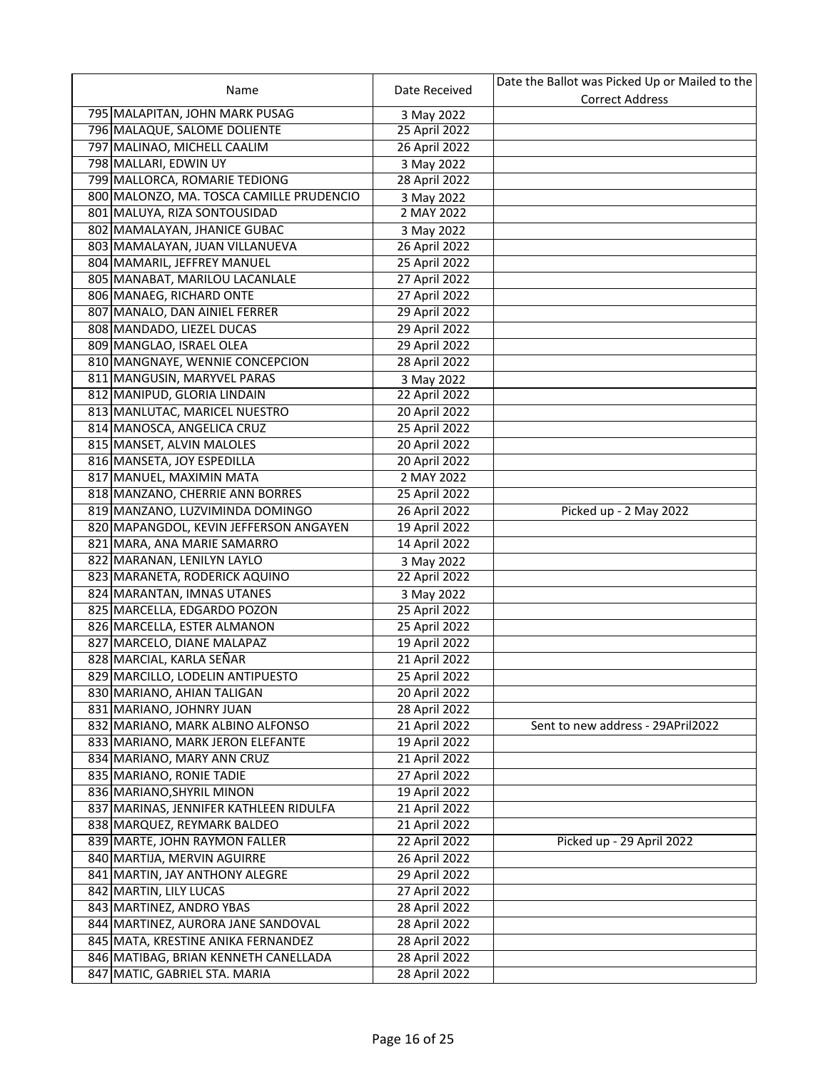| | Name | Date Received | Date the Ballot was Picked Up or Mailed to the Correct Address |
|---|---|---|---|
| 795 | MALAPITAN, JOHN MARK PUSAG | 3 May 2022 | |
| 796 | MALAQUE, SALOME DOLIENTE | 25 April 2022 | |
| 797 | MALINAO, MICHELL CAALIM | 26 April 2022 | |
| 798 | MALLARI, EDWIN UY | 3 May 2022 | |
| 799 | MALLORCA, ROMARIE TEDIONG | 28 April 2022 | |
| 800 | MALONZO, MA. TOSCA CAMILLE PRUDENCIO | 3 May 2022 | |
| 801 | MALUYA, RIZA SONTOUSIDAD | 2 MAY 2022 | |
| 802 | MAMALAYAN, JHANICE GUBAC | 3 May 2022 | |
| 803 | MAMALAYAN, JUAN VILLANUEVA | 26 April 2022 | |
| 804 | MAMARIL, JEFFREY MANUEL | 25 April 2022 | |
| 805 | MANABAT, MARILOU LACANLALE | 27 April 2022 | |
| 806 | MANAEG, RICHARD ONTE | 27 April 2022 | |
| 807 | MANALO, DAN AINIEL FERRER | 29 April 2022 | |
| 808 | MANDADO, LIEZEL DUCAS | 29 April 2022 | |
| 809 | MANGLAO, ISRAEL OLEA | 29 April 2022 | |
| 810 | MANGNAYE, WENNIE CONCEPCION | 28 April 2022 | |
| 811 | MANGUSIN, MARYVEL PARAS | 3 May 2022 | |
| 812 | MANIPUD, GLORIA LINDAIN | 22 April 2022 | |
| 813 | MANLUTAC, MARICEL NUESTRO | 20 April 2022 | |
| 814 | MANOSCA, ANGELICA CRUZ | 25 April 2022 | |
| 815 | MANSET, ALVIN MALOLES | 20 April 2022 | |
| 816 | MANSETA, JOY ESPEDILLA | 20 April 2022 | |
| 817 | MANUEL, MAXIMIN MATA | 2 MAY 2022 | |
| 818 | MANZANO, CHERRIE ANN BORRES | 25 April 2022 | |
| 819 | MANZANO, LUZVIMINDA DOMINGO | 26 April 2022 | Picked up - 2 May 2022 |
| 820 | MAPANGDOL, KEVIN JEFFERSON ANGAYEN | 19 April 2022 | |
| 821 | MARA, ANA MARIE SAMARRO | 14 April 2022 | |
| 822 | MARANAN, LENILYN LAYLO | 3 May 2022 | |
| 823 | MARANETA, RODERICK AQUINO | 22 April 2022 | |
| 824 | MARANTAN, IMNAS UTANES | 3 May 2022 | |
| 825 | MARCELLA, EDGARDO POZON | 25 April 2022 | |
| 826 | MARCELLA, ESTER ALMANON | 25 April 2022 | |
| 827 | MARCELO, DIANE MALAPAZ | 19 April 2022 | |
| 828 | MARCIAL, KARLA SEÑAR | 21 April 2022 | |
| 829 | MARCILLO, LODELIN ANTIPUESTO | 25 April 2022 | |
| 830 | MARIANO, AHIAN TALIGAN | 20 April 2022 | |
| 831 | MARIANO, JOHNRY JUAN | 28 April 2022 | |
| 832 | MARIANO, MARK ALBINO ALFONSO | 21 April 2022 | Sent to new address - 29APril2022 |
| 833 | MARIANO, MARK JERON ELEFANTE | 19 April 2022 | |
| 834 | MARIANO, MARY ANN CRUZ | 21 April 2022 | |
| 835 | MARIANO, RONIE TADIE | 27 April 2022 | |
| 836 | MARIANO,SHYRIL MINON | 19 April 2022 | |
| 837 | MARINAS, JENNIFER KATHLEEN RIDULFA | 21 April 2022 | |
| 838 | MARQUEZ, REYMARK BALDEO | 21 April 2022 | |
| 839 | MARTE, JOHN RAYMON FALLER | 22 April 2022 | Picked up - 29 April 2022 |
| 840 | MARTIJA, MERVIN AGUIRRE | 26 April 2022 | |
| 841 | MARTIN, JAY ANTHONY ALEGRE | 29 April 2022 | |
| 842 | MARTIN, LILY LUCAS | 27 April 2022 | |
| 843 | MARTINEZ, ANDRO YBAS | 28 April 2022 | |
| 844 | MARTINEZ, AURORA JANE SANDOVAL | 28 April 2022 | |
| 845 | MATA, KRESTINE ANIKA FERNANDEZ | 28 April 2022 | |
| 846 | MATIBAG, BRIAN KENNETH CANELLADA | 28 April 2022 | |
| 847 | MATIC, GABRIEL STA. MARIA | 28 April 2022 | |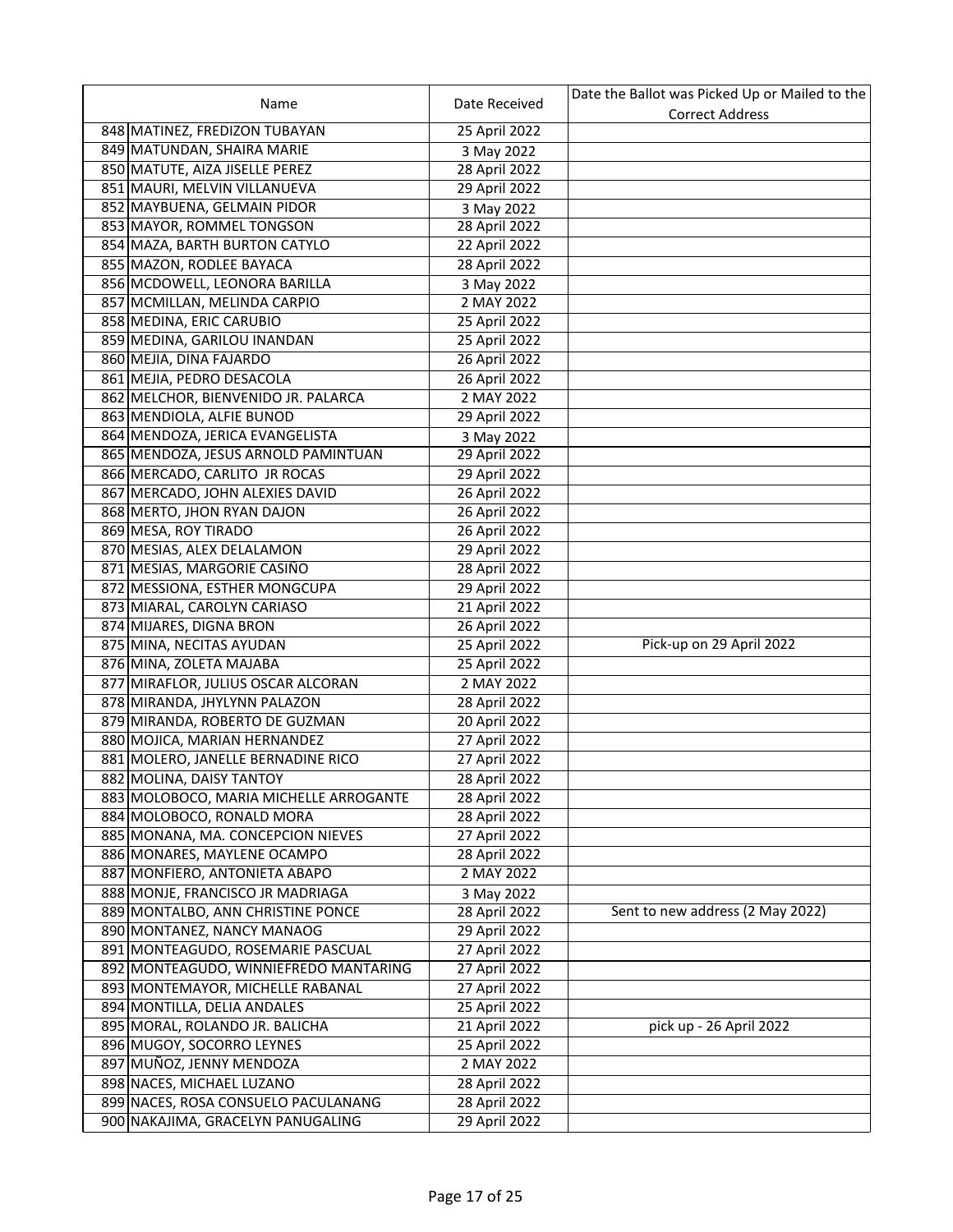| | Name | Date Received | Date the Ballot was Picked Up or Mailed to the Correct Address |
|---|---|---|---|
| 848 | MATINEZ, FREDIZON TUBAYAN | 25 April 2022 | |
| 849 | MATUNDAN, SHAIRA MARIE | 3 May 2022 | |
| 850 | MATUTE, AIZA JISELLE PEREZ | 28 April 2022 | |
| 851 | MAURI, MELVIN VILLANUEVA | 29 April 2022 | |
| 852 | MAYBUENA, GELMAIN PIDOR | 3 May 2022 | |
| 853 | MAYOR, ROMMEL TONGSON | 28 April 2022 | |
| 854 | MAZA, BARTH BURTON CATYLO | 22 April 2022 | |
| 855 | MAZON, RODLEE BAYACA | 28 April 2022 | |
| 856 | MCDOWELL, LEONORA BARILLA | 3 May 2022 | |
| 857 | MCMILLAN, MELINDA CARPIO | 2 MAY 2022 | |
| 858 | MEDINA, ERIC CARUBIO | 25 April 2022 | |
| 859 | MEDINA, GARILOU INANDAN | 25 April 2022 | |
| 860 | MEJIA, DINA FAJARDO | 26 April 2022 | |
| 861 | MEJIA, PEDRO DESACOLA | 26 April 2022 | |
| 862 | MELCHOR, BIENVENIDO JR. PALARCA | 2 MAY 2022 | |
| 863 | MENDIOLA, ALFIE BUNOD | 29 April 2022 | |
| 864 | MENDOZA, JERICA EVANGELISTA | 3 May 2022 | |
| 865 | MENDOZA, JESUS ARNOLD PAMINTUAN | 29 April 2022 | |
| 866 | MERCADO, CARLITO JR ROCAS | 29 April 2022 | |
| 867 | MERCADO, JOHN ALEXIES DAVID | 26 April 2022 | |
| 868 | MERTO, JHON RYAN DAJON | 26 April 2022 | |
| 869 | MESA, ROY TIRADO | 26 April 2022 | |
| 870 | MESIAS, ALEX DELALAMON | 29 April 2022 | |
| 871 | MESIAS, MARGORIE CASIÑO | 28 April 2022 | |
| 872 | MESSIONA, ESTHER MONGCUPA | 29 April 2022 | |
| 873 | MIARAL, CAROLYN CARIASO | 21 April 2022 | |
| 874 | MIJARES, DIGNA BRON | 26 April 2022 | |
| 875 | MINA, NECITAS AYUDAN | 25 April 2022 | Pick-up on 29 April 2022 |
| 876 | MINA, ZOLETA MAJABA | 25 April 2022 | |
| 877 | MIRAFLOR, JULIUS OSCAR ALCORAN | 2 MAY 2022 | |
| 878 | MIRANDA, JHYLYNN PALAZON | 28 April 2022 | |
| 879 | MIRANDA, ROBERTO DE GUZMAN | 20 April 2022 | |
| 880 | MOJICA, MARIAN HERNANDEZ | 27 April 2022 | |
| 881 | MOLERO, JANELLE BERNADINE RICO | 27 April 2022 | |
| 882 | MOLINA, DAISY TANTOY | 28 April 2022 | |
| 883 | MOLOBOCO, MARIA MICHELLE ARROGANTE | 28 April 2022 | |
| 884 | MOLOBOCO, RONALD MORA | 28 April 2022 | |
| 885 | MONANA, MA. CONCEPCION NIEVES | 27 April 2022 | |
| 886 | MONARES, MAYLENE OCAMPO | 28 April 2022 | |
| 887 | MONFIERO, ANTONIETA ABAPO | 2 MAY 2022 | |
| 888 | MONJE, FRANCISCO JR MADRIAGA | 3 May 2022 | |
| 889 | MONTALBO, ANN CHRISTINE PONCE | 28 April 2022 | Sent to new address (2 May 2022) |
| 890 | MONTANEZ, NANCY MANAOG | 29 April 2022 | |
| 891 | MONTEAGUDO, ROSEMARIE PASCUAL | 27 April 2022 | |
| 892 | MONTEAGUDO, WINNIEFREDO MANTARING | 27 April 2022 | |
| 893 | MONTEMAYOR, MICHELLE RABANAL | 27 April 2022 | |
| 894 | MONTILLA, DELIA ANDALES | 25 April 2022 | |
| 895 | MORAL, ROLANDO JR. BALICHA | 21 April 2022 | pick up - 26 April 2022 |
| 896 | MUGOY, SOCORRO LEYNES | 25 April 2022 | |
| 897 | MUÑOZ, JENNY MENDOZA | 2 MAY 2022 | |
| 898 | NACES, MICHAEL LUZANO | 28 April 2022 | |
| 899 | NACES, ROSA CONSUELO PACULANANG | 28 April 2022 | |
| 900 | NAKAJIMA, GRACELYN PANUGALING | 29 April 2022 | |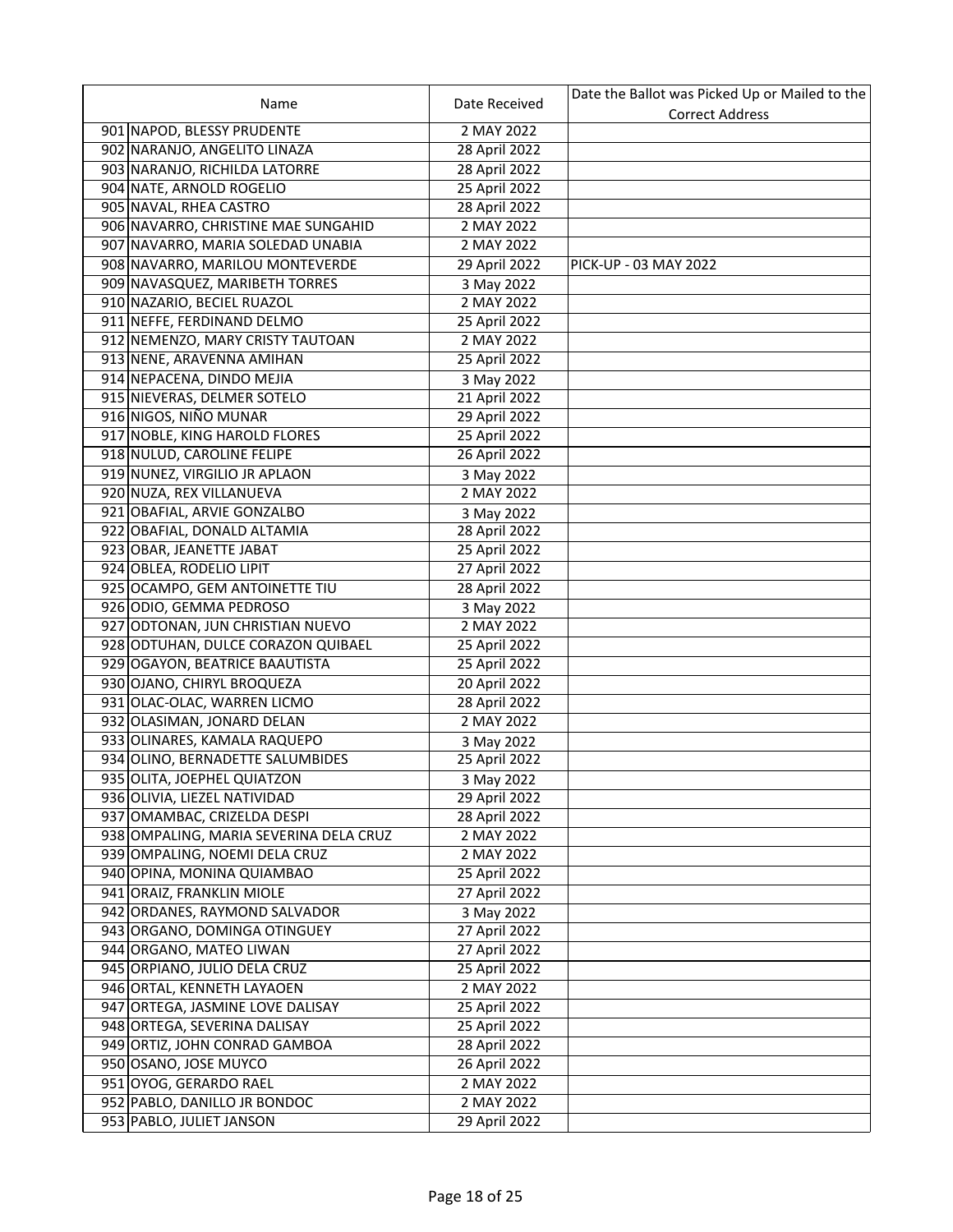| | Name | Date Received | Date the Ballot was Picked Up or Mailed to the Correct Address |
|---|---|---|---|
| 901 | NAPOD, BLESSY PRUDENTE | 2 MAY 2022 | |
| 902 | NARANJO, ANGELITO LINAZA | 28 April 2022 | |
| 903 | NARANJO, RICHILDA LATORRE | 28 April 2022 | |
| 904 | NATE, ARNOLD ROGELIO | 25 April 2022 | |
| 905 | NAVAL, RHEA CASTRO | 28 April 2022 | |
| 906 | NAVARRO, CHRISTINE MAE SUNGAHID | 2 MAY 2022 | |
| 907 | NAVARRO, MARIA SOLEDAD UNABIA | 2 MAY 2022 | |
| 908 | NAVARRO, MARILOU MONTEVERDE | 29 April 2022 | PICK-UP - 03 MAY 2022 |
| 909 | NAVASQUEZ, MARIBETH TORRES | 3 May 2022 | |
| 910 | NAZARIO, BECIEL RUAZOL | 2 MAY 2022 | |
| 911 | NEFFE, FERDINAND DELMO | 25 April 2022 | |
| 912 | NEMENZO, MARY CRISTY TAUTOAN | 2 MAY 2022 | |
| 913 | NENE, ARAVENNA AMIHAN | 25 April 2022 | |
| 914 | NEPACENA, DINDO MEJIA | 3 May 2022 | |
| 915 | NIEVERAS, DELMER SOTELO | 21 April 2022 | |
| 916 | NIGOS, NIÑO MUNAR | 29 April 2022 | |
| 917 | NOBLE, KING HAROLD FLORES | 25 April 2022 | |
| 918 | NULUD, CAROLINE FELIPE | 26 April 2022 | |
| 919 | NUNEZ, VIRGILIO JR APLAON | 3 May 2022 | |
| 920 | NUZA, REX VILLANUEVA | 2 MAY 2022 | |
| 921 | OBAFIAL, ARVIE GONZALBO | 3 May 2022 | |
| 922 | OBAFIAL, DONALD ALTAMIA | 28 April 2022 | |
| 923 | OBAR, JEANETTE JABAT | 25 April 2022 | |
| 924 | OBLEA, RODELIO LIPIT | 27 April 2022 | |
| 925 | OCAMPO, GEM ANTOINETTE TIU | 28 April 2022 | |
| 926 | ODIO, GEMMA PEDROSO | 3 May 2022 | |
| 927 | ODTONAN, JUN CHRISTIAN NUEVO | 2 MAY 2022 | |
| 928 | ODTUHAN, DULCE CORAZON QUIBAEL | 25 April 2022 | |
| 929 | OGAYON, BEATRICE BAAUTISTA | 25 April 2022 | |
| 930 | OJANO, CHIRYL BROQUEZA | 20 April 2022 | |
| 931 | OLAC-OLAC, WARREN LICMO | 28 April 2022 | |
| 932 | OLASIMAN, JONARD DELAN | 2 MAY 2022 | |
| 933 | OLINARES, KAMALA RAQUEPO | 3 May 2022 | |
| 934 | OLINO, BERNADETTE SALUMBIDES | 25 April 2022 | |
| 935 | OLITA, JOEPHEL QUIATZON | 3 May 2022 | |
| 936 | OLIVIA, LIEZEL NATIVIDAD | 29 April 2022 | |
| 937 | OMAMBAC, CRIZELDA DESPI | 28 April 2022 | |
| 938 | OMPALING, MARIA SEVERINA DELA CRUZ | 2 MAY 2022 | |
| 939 | OMPALING, NOEMI DELA CRUZ | 2 MAY 2022 | |
| 940 | OPINA, MONINA QUIAMBAO | 25 April 2022 | |
| 941 | ORAIZ, FRANKLIN MIOLE | 27 April 2022 | |
| 942 | ORDANES, RAYMOND SALVADOR | 3 May 2022 | |
| 943 | ORGANO, DOMINGA OTINGUEY | 27 April 2022 | |
| 944 | ORGANO, MATEO LIWAN | 27 April 2022 | |
| 945 | ORPIANO, JULIO DELA CRUZ | 25 April 2022 | |
| 946 | ORTAL, KENNETH LAYAOEN | 2 MAY 2022 | |
| 947 | ORTEGA, JASMINE LOVE DALISAY | 25 April 2022 | |
| 948 | ORTEGA, SEVERINA DALISAY | 25 April 2022 | |
| 949 | ORTIZ, JOHN CONRAD GAMBOA | 28 April 2022 | |
| 950 | OSANO, JOSE MUYCO | 26 April 2022 | |
| 951 | OYOG, GERARDO RAEL | 2 MAY 2022 | |
| 952 | PABLO, DANILLO JR BONDOC | 2 MAY 2022 | |
| 953 | PABLO, JULIET JANSON | 29 April 2022 | |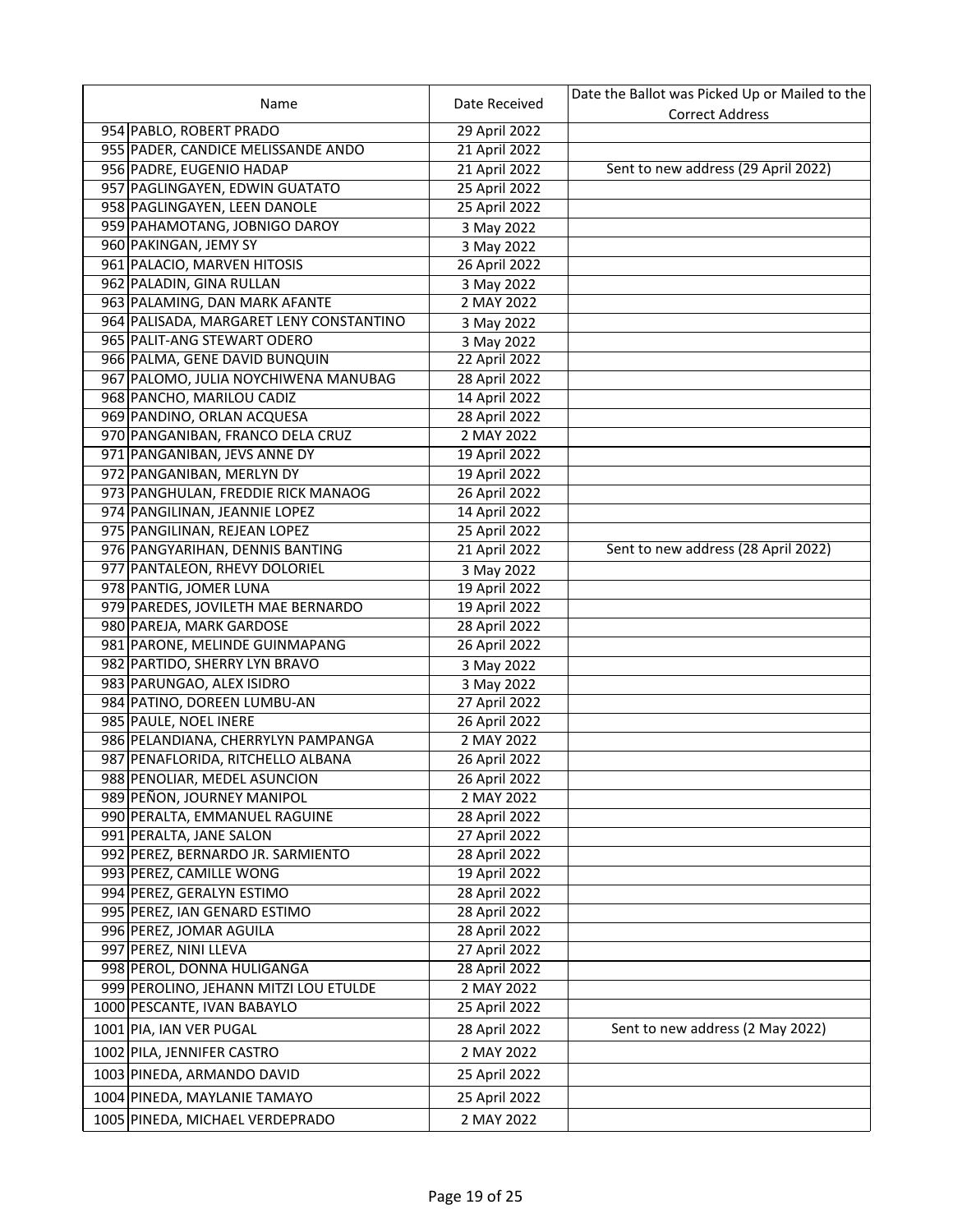| | Name | Date Received | Date the Ballot was Picked Up or Mailed to the Correct Address |
|---|---|---|---|
| 954 | PABLO, ROBERT PRADO | 29 April 2022 | |
| 955 | PADER, CANDICE MELISSANDE ANDO | 21 April 2022 | |
| 956 | PADRE, EUGENIO HADAP | 21 April 2022 | Sent to new address (29 April 2022) |
| 957 | PAGLINGAYEN, EDWIN GUATATO | 25 April 2022 | |
| 958 | PAGLINGAYEN, LEEN DANOLE | 25 April 2022 | |
| 959 | PAHAMOTANG, JOBNIGO DAROY | 3 May 2022 | |
| 960 | PAKINGAN, JEMY SY | 3 May 2022 | |
| 961 | PALACIO, MARVEN HITOSIS | 26 April 2022 | |
| 962 | PALADIN, GINA RULLAN | 3 May 2022 | |
| 963 | PALAMING, DAN MARK AFANTE | 2 MAY 2022 | |
| 964 | PALISADA, MARGARET LENY CONSTANTINO | 3 May 2022 | |
| 965 | PALIT-ANG STEWART ODERO | 3 May 2022 | |
| 966 | PALMA, GENE DAVID BUNQUIN | 22 April 2022 | |
| 967 | PALOMO, JULIA NOYCHIWENA MANUBAG | 28 April 2022 | |
| 968 | PANCHO, MARILOU CADIZ | 14 April 2022 | |
| 969 | PANDINO, ORLAN ACQUESA | 28 April 2022 | |
| 970 | PANGANIBAN, FRANCO DELA CRUZ | 2 MAY 2022 | |
| 971 | PANGANIBAN, JEVS ANNE DY | 19 April 2022 | |
| 972 | PANGANIBAN, MERLYN DY | 19 April 2022 | |
| 973 | PANGHULAN, FREDDIE RICK MANAOG | 26 April 2022 | |
| 974 | PANGILINAN, JEANNIE LOPEZ | 14 April 2022 | |
| 975 | PANGILINAN, REJEAN LOPEZ | 25 April 2022 | |
| 976 | PANGYARIHAN, DENNIS BANTING | 21 April 2022 | Sent to new address (28 April 2022) |
| 977 | PANTALEON, RHEVY DOLORIEL | 3 May 2022 | |
| 978 | PANTIG, JOMER LUNA | 19 April 2022 | |
| 979 | PAREDES, JOVILETH MAE BERNARDO | 19 April 2022 | |
| 980 | PAREJA, MARK GARDOSE | 28 April 2022 | |
| 981 | PARONE, MELINDE GUINMAPANG | 26 April 2022 | |
| 982 | PARTIDO, SHERRY LYN BRAVO | 3 May 2022 | |
| 983 | PARUNGAO, ALEX ISIDRO | 3 May 2022 | |
| 984 | PATINO, DOREEN LUMBU-AN | 27 April 2022 | |
| 985 | PAULE, NOEL INERE | 26 April 2022 | |
| 986 | PELANDIANA, CHERRYLYN PAMPANGA | 2 MAY 2022 | |
| 987 | PENAFLORIDA, RITCHELLO ALBANA | 26 April 2022 | |
| 988 | PENOLIAR, MEDEL ASUNCION | 26 April 2022 | |
| 989 | PEÑON, JOURNEY MANIPOL | 2 MAY 2022 | |
| 990 | PERALTA, EMMANUEL RAGUINE | 28 April 2022 | |
| 991 | PERALTA, JANE SALON | 27 April 2022 | |
| 992 | PEREZ, BERNARDO JR. SARMIENTO | 28 April 2022 | |
| 993 | PEREZ, CAMILLE WONG | 19 April 2022 | |
| 994 | PEREZ, GERALYN ESTIMO | 28 April 2022 | |
| 995 | PEREZ, IAN GENARD ESTIMO | 28 April 2022 | |
| 996 | PEREZ, JOMAR AGUILA | 28 April 2022 | |
| 997 | PEREZ, NINI LLEVA | 27 April 2022 | |
| 998 | PEROL, DONNA HULIGANGA | 28 April 2022 | |
| 999 | PEROLINO, JEHANN MITZI LOU ETULDE | 2 MAY 2022 | |
| 1000 | PESCANTE, IVAN BABAYLO | 25 April 2022 | |
| 1001 | PIA, IAN VER PUGAL | 28 April 2022 | Sent to new address (2 May 2022) |
| 1002 | PILA, JENNIFER CASTRO | 2 MAY 2022 | |
| 1003 | PINEDA, ARMANDO DAVID | 25 April 2022 | |
| 1004 | PINEDA, MAYLANIE TAMAYO | 25 April 2022 | |
| 1005 | PINEDA, MICHAEL VERDEPRADO | 2 MAY 2022 | |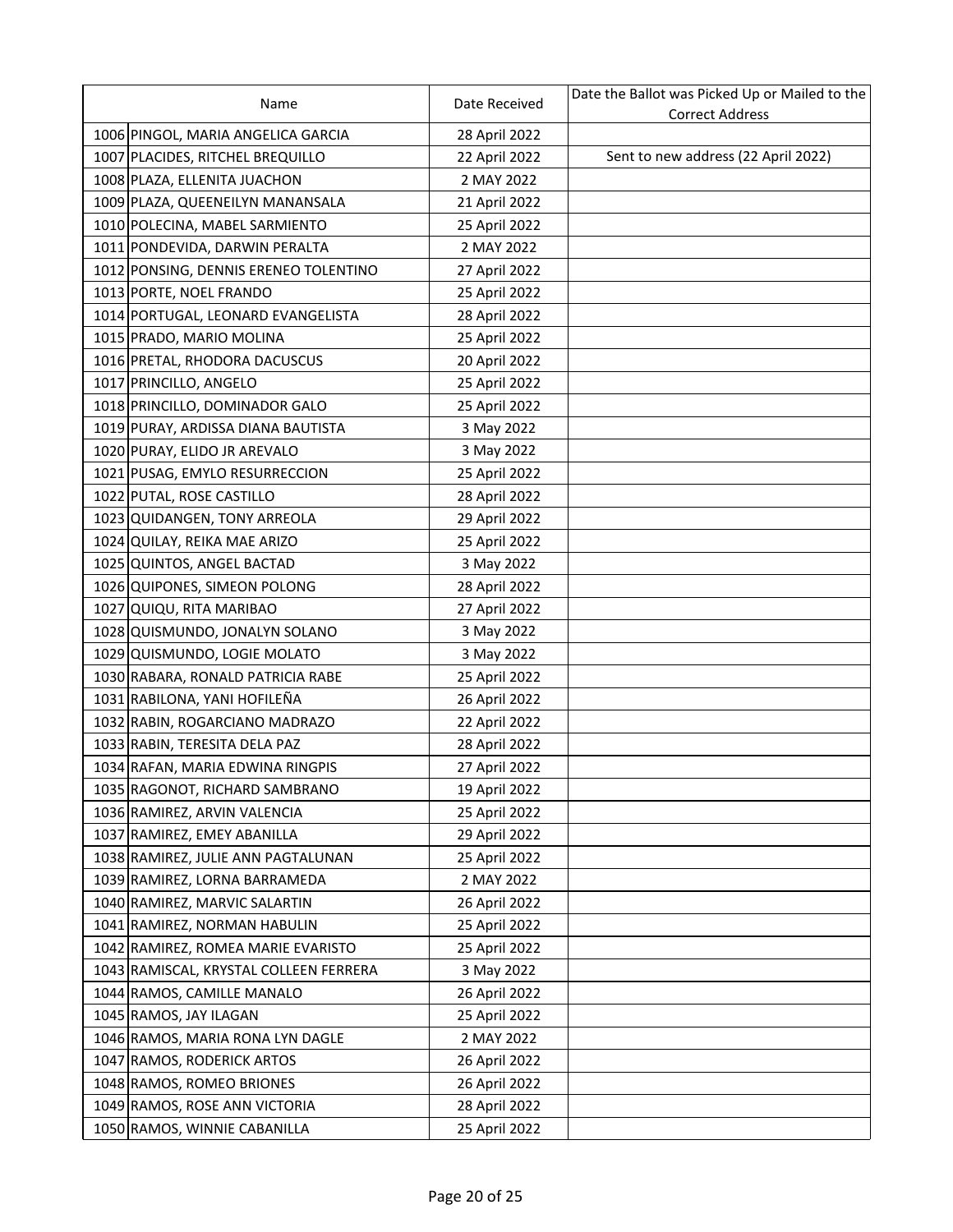| | Name | Date Received | Date the Ballot was Picked Up or Mailed to the Correct Address |
|---|---|---|---|
| 1006 | PINGOL, MARIA ANGELICA GARCIA | 28 April 2022 | |
| 1007 | PLACIDES, RITCHEL BREQUILLO | 22 April 2022 | Sent to new address (22 April 2022) |
| 1008 | PLAZA, ELLENITA JUACHON | 2 MAY 2022 | |
| 1009 | PLAZA, QUEENEILYN MANANSALA | 21 April 2022 | |
| 1010 | POLECINA, MABEL SARMIENTO | 25 April 2022 | |
| 1011 | PONDEVIDA, DARWIN PERALTA | 2 MAY 2022 | |
| 1012 | PONSING, DENNIS ERENEO TOLENTINO | 27 April 2022 | |
| 1013 | PORTE, NOEL FRANDO | 25 April 2022 | |
| 1014 | PORTUGAL, LEONARD EVANGELISTA | 28 April 2022 | |
| 1015 | PRADO, MARIO MOLINA | 25 April 2022 | |
| 1016 | PRETAL, RHODORA DACUSCUS | 20 April 2022 | |
| 1017 | PRINCILLO, ANGELO | 25 April 2022 | |
| 1018 | PRINCILLO, DOMINADOR GALO | 25 April 2022 | |
| 1019 | PURAY, ARDISSA DIANA BAUTISTA | 3 May 2022 | |
| 1020 | PURAY, ELIDO JR AREVALO | 3 May 2022 | |
| 1021 | PUSAG, EMYLO RESURRECCION | 25 April 2022 | |
| 1022 | PUTAL, ROSE CASTILLO | 28 April 2022 | |
| 1023 | QUIDANGEN, TONY ARREOLA | 29 April 2022 | |
| 1024 | QUILAY, REIKA MAE ARIZO | 25 April 2022 | |
| 1025 | QUINTOS, ANGEL BACTAD | 3 May 2022 | |
| 1026 | QUIPONES, SIMEON POLONG | 28 April 2022 | |
| 1027 | QUIQU, RITA MARIBAO | 27 April 2022 | |
| 1028 | QUISMUNDO, JONALYN SOLANO | 3 May 2022 | |
| 1029 | QUISMUNDO, LOGIE MOLATO | 3 May 2022 | |
| 1030 | RABARA, RONALD PATRICIA RABE | 25 April 2022 | |
| 1031 | RABILONA, YANI HOFILEÑA | 26 April 2022 | |
| 1032 | RABIN, ROGARCIANO MADRAZO | 22 April 2022 | |
| 1033 | RABIN, TERESITA DELA PAZ | 28 April 2022 | |
| 1034 | RAFAN, MARIA EDWINA RINGPIS | 27 April 2022 | |
| 1035 | RAGONOT, RICHARD SAMBRANO | 19 April 2022 | |
| 1036 | RAMIREZ, ARVIN VALENCIA | 25 April 2022 | |
| 1037 | RAMIREZ, EMEY ABANILLA | 29 April 2022 | |
| 1038 | RAMIREZ, JULIE ANN PAGTALUNAN | 25 April 2022 | |
| 1039 | RAMIREZ, LORNA BARRAMEDA | 2 MAY 2022 | |
| 1040 | RAMIREZ, MARVIC SALARTIN | 26 April 2022 | |
| 1041 | RAMIREZ, NORMAN HABULIN | 25 April 2022 | |
| 1042 | RAMIREZ, ROMEA MARIE EVARISTO | 25 April 2022 | |
| 1043 | RAMISCAL, KRYSTAL COLLEEN FERRERA | 3 May 2022 | |
| 1044 | RAMOS, CAMILLE MANALO | 26 April 2022 | |
| 1045 | RAMOS, JAY ILAGAN | 25 April 2022 | |
| 1046 | RAMOS, MARIA RONA LYN DAGLE | 2 MAY 2022 | |
| 1047 | RAMOS, RODERICK ARTOS | 26 April 2022 | |
| 1048 | RAMOS, ROMEO BRIONES | 26 April 2022 | |
| 1049 | RAMOS, ROSE ANN VICTORIA | 28 April 2022 | |
| 1050 | RAMOS, WINNIE CABANILLA | 25 April 2022 | |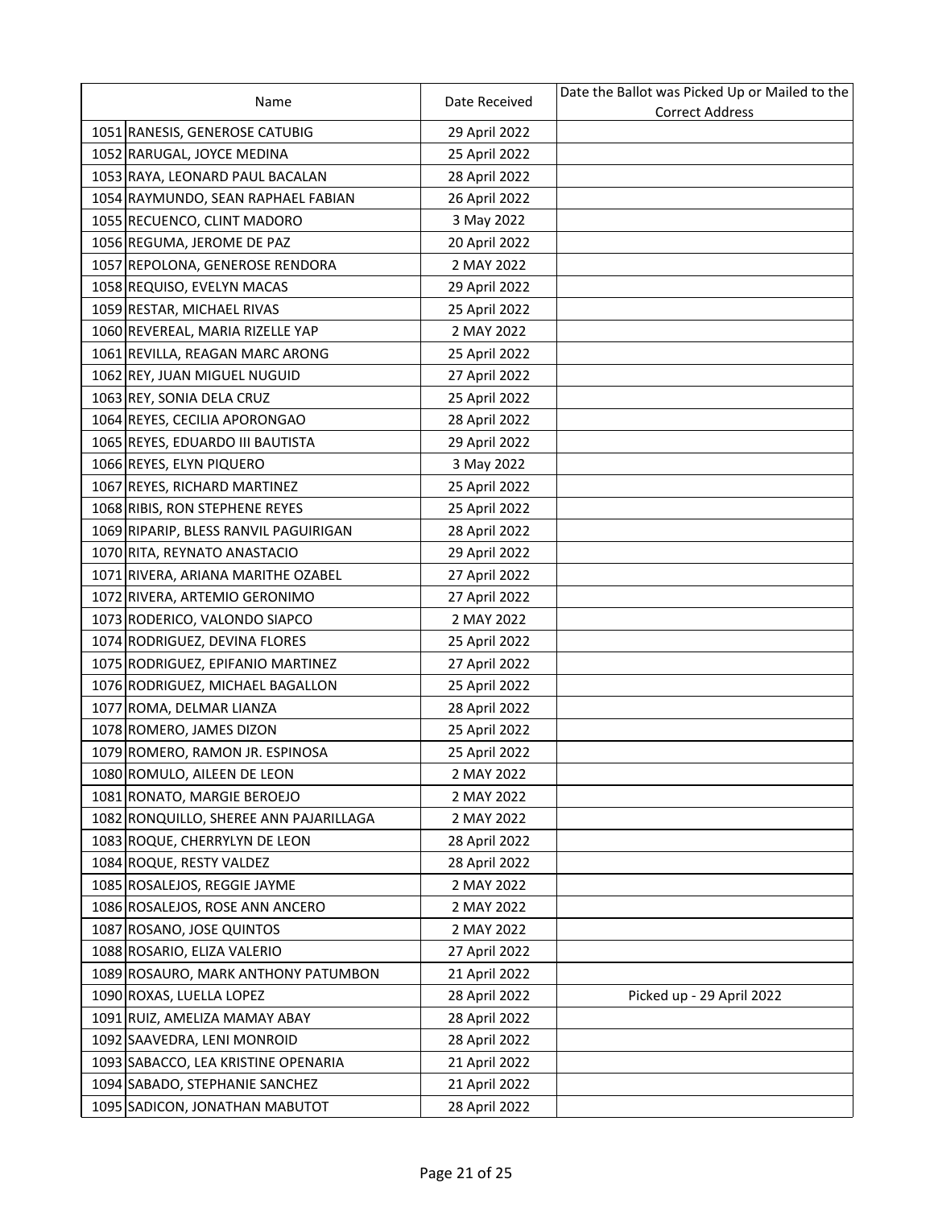| | Name | Date Received | Date the Ballot was Picked Up or Mailed to the Correct Address |
|---|---|---|---|
| 1051 | RANESIS, GENEROSE CATUBIG | 29 April 2022 | |
| 1052 | RARUGAL, JOYCE MEDINA | 25 April 2022 | |
| 1053 | RAYA, LEONARD PAUL BACALAN | 28 April 2022 | |
| 1054 | RAYMUNDO, SEAN RAPHAEL FABIAN | 26 April 2022 | |
| 1055 | RECUENCO, CLINT MADORO | 3 May 2022 | |
| 1056 | REGUMA, JEROME DE PAZ | 20 April 2022 | |
| 1057 | REPOLONA, GENEROSE RENDORA | 2 MAY 2022 | |
| 1058 | REQUISO, EVELYN MACAS | 29 April 2022 | |
| 1059 | RESTAR, MICHAEL RIVAS | 25 April 2022 | |
| 1060 | REVEREAL, MARIA RIZELLE YAP | 2 MAY 2022 | |
| 1061 | REVILLA, REAGAN MARC ARONG | 25 April 2022 | |
| 1062 | REY, JUAN MIGUEL NUGUID | 27 April 2022 | |
| 1063 | REY, SONIA DELA CRUZ | 25 April 2022 | |
| 1064 | REYES, CECILIA APORONGAO | 28 April 2022 | |
| 1065 | REYES, EDUARDO III BAUTISTA | 29 April 2022 | |
| 1066 | REYES, ELYN PIQUERO | 3 May 2022 | |
| 1067 | REYES, RICHARD MARTINEZ | 25 April 2022 | |
| 1068 | RIBIS, RON STEPHENE REYES | 25 April 2022 | |
| 1069 | RIPARIP, BLESS RANVIL PAGUIRIGAN | 28 April 2022 | |
| 1070 | RITA, REYNATO ANASTACIO | 29 April 2022 | |
| 1071 | RIVERA, ARIANA MARITHE OZABEL | 27 April 2022 | |
| 1072 | RIVERA, ARTEMIO GERONIMO | 27 April 2022 | |
| 1073 | RODERICO, VALONDO SIAPCO | 2 MAY 2022 | |
| 1074 | RODRIGUEZ, DEVINA FLORES | 25 April 2022 | |
| 1075 | RODRIGUEZ, EPIFANIO MARTINEZ | 27 April 2022 | |
| 1076 | RODRIGUEZ, MICHAEL BAGALLON | 25 April 2022 | |
| 1077 | ROMA, DELMAR LIANZA | 28 April 2022 | |
| 1078 | ROMERO, JAMES DIZON | 25 April 2022 | |
| 1079 | ROMERO, RAMON JR. ESPINOSA | 25 April 2022 | |
| 1080 | ROMULO, AILEEN DE LEON | 2 MAY 2022 | |
| 1081 | RONATO, MARGIE BEROEJO | 2 MAY 2022 | |
| 1082 | RONQUILLO, SHEREE ANN PAJARILLAGA | 2 MAY 2022 | |
| 1083 | ROQUE, CHERRYLYN DE LEON | 28 April 2022 | |
| 1084 | ROQUE, RESTY VALDEZ | 28 April 2022 | |
| 1085 | ROSALEJOS, REGGIE JAYME | 2 MAY 2022 | |
| 1086 | ROSALEJOS, ROSE ANN ANCERO | 2 MAY 2022 | |
| 1087 | ROSANO, JOSE QUINTOS | 2 MAY 2022 | |
| 1088 | ROSARIO, ELIZA VALERIO | 27 April 2022 | |
| 1089 | ROSAURO, MARK ANTHONY PATUMBON | 21 April 2022 | |
| 1090 | ROXAS, LUELLA LOPEZ | 28 April 2022 | Picked up - 29 April 2022 |
| 1091 | RUIZ, AMELIZA MAMAY ABAY | 28 April 2022 | |
| 1092 | SAAVEDRA, LENI MONROID | 28 April 2022 | |
| 1093 | SABACCO, LEA KRISTINE OPENARIA | 21 April 2022 | |
| 1094 | SABADO, STEPHANIE SANCHEZ | 21 April 2022 | |
| 1095 | SADICON, JONATHAN MABUTOT | 28 April 2022 | |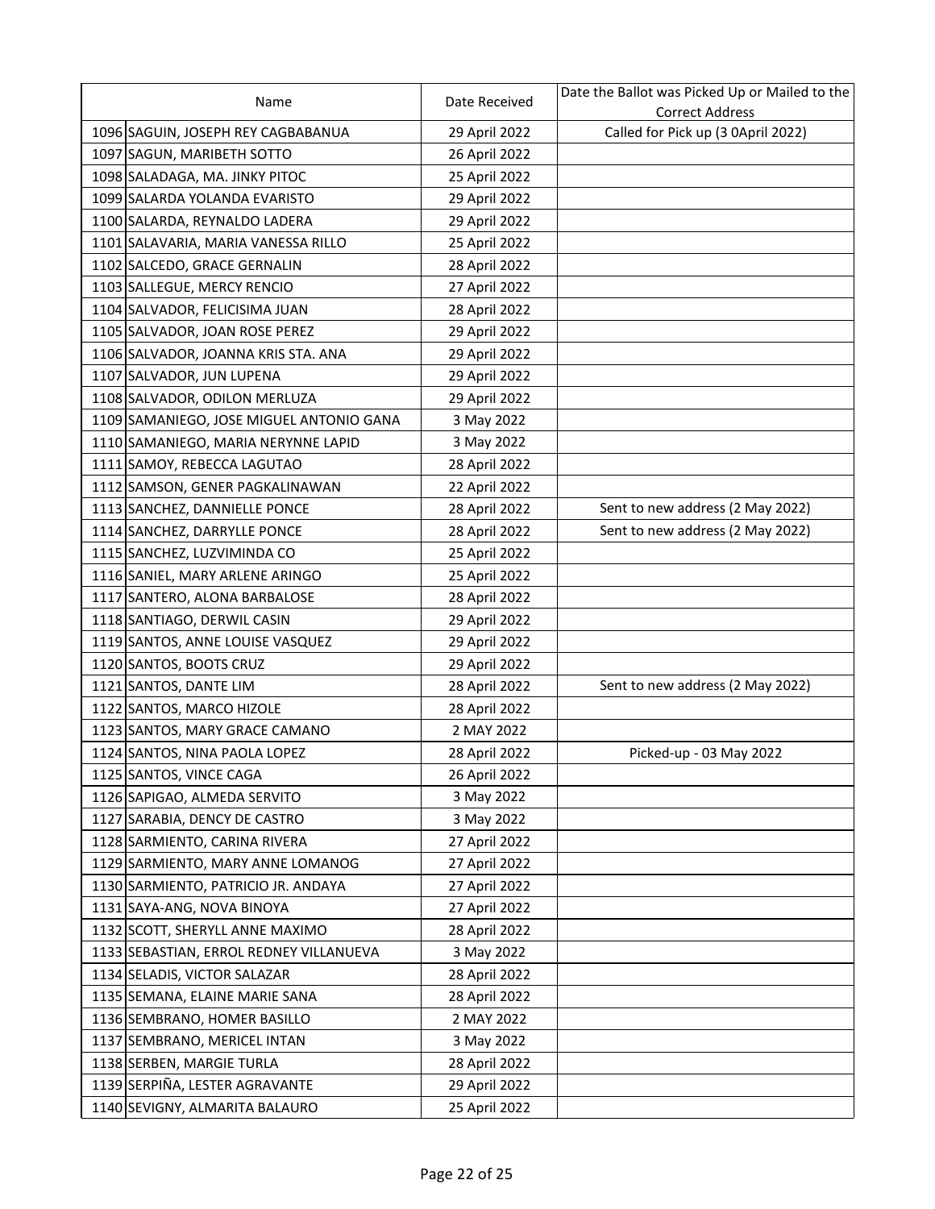| | Name | Date Received | Date the Ballot was Picked Up or Mailed to the Correct Address |
|---|---|---|---|
| 1096 | SAGUIN, JOSEPH REY CAGBABANUA | 29 April 2022 | Called for Pick up (3 0April 2022) |
| 1097 | SAGUN, MARIBETH SOTTO | 26 April 2022 | |
| 1098 | SALADAGA, MA. JINKY PITOC | 25 April 2022 | |
| 1099 | SALARDA YOLANDA EVARISTO | 29 April 2022 | |
| 1100 | SALARDA, REYNALDO LADERA | 29 April 2022 | |
| 1101 | SALAVARIA, MARIA VANESSA RILLO | 25 April 2022 | |
| 1102 | SALCEDO, GRACE GERNALIN | 28 April 2022 | |
| 1103 | SALLEGUE, MERCY RENCIO | 27 April 2022 | |
| 1104 | SALVADOR, FELICISIMA JUAN | 28 April 2022 | |
| 1105 | SALVADOR, JOAN ROSE PEREZ | 29 April 2022 | |
| 1106 | SALVADOR, JOANNA KRIS STA. ANA | 29 April 2022 | |
| 1107 | SALVADOR, JUN LUPENA | 29 April 2022 | |
| 1108 | SALVADOR, ODILON MERLUZA | 29 April 2022 | |
| 1109 | SAMANIEGO, JOSE MIGUEL ANTONIO GANA | 3 May 2022 | |
| 1110 | SAMANIEGO, MARIA NERYNNE LAPID | 3 May 2022 | |
| 1111 | SAMOY, REBECCA LAGUTAO | 28 April 2022 | |
| 1112 | SAMSON, GENER PAGKALINAWAN | 22 April 2022 | |
| 1113 | SANCHEZ, DANNIELLE PONCE | 28 April 2022 | Sent to new address (2 May 2022) |
| 1114 | SANCHEZ, DARRYLLE PONCE | 28 April 2022 | Sent to new address (2 May 2022) |
| 1115 | SANCHEZ, LUZVIMINDA CO | 25 April 2022 | |
| 1116 | SANIEL, MARY ARLENE ARINGO | 25 April 2022 | |
| 1117 | SANTERO, ALONA BARBALOSE | 28 April 2022 | |
| 1118 | SANTIAGO, DERWIL CASIN | 29 April 2022 | |
| 1119 | SANTOS, ANNE LOUISE VASQUEZ | 29 April 2022 | |
| 1120 | SANTOS, BOOTS CRUZ | 29 April 2022 | |
| 1121 | SANTOS, DANTE LIM | 28 April 2022 | Sent to new address (2 May 2022) |
| 1122 | SANTOS, MARCO HIZOLE | 28 April 2022 | |
| 1123 | SANTOS, MARY GRACE CAMANO | 2 MAY 2022 | |
| 1124 | SANTOS, NINA PAOLA LOPEZ | 28 April 2022 | Picked-up - 03 May 2022 |
| 1125 | SANTOS, VINCE CAGA | 26 April 2022 | |
| 1126 | SAPIGAO, ALMEDA SERVITO | 3 May 2022 | |
| 1127 | SARABIA, DENCY DE CASTRO | 3 May 2022 | |
| 1128 | SARMIENTO, CARINA RIVERA | 27 April 2022 | |
| 1129 | SARMIENTO, MARY ANNE LOMANOG | 27 April 2022 | |
| 1130 | SARMIENTO, PATRICIO JR. ANDAYA | 27 April 2022 | |
| 1131 | SAYA-ANG, NOVA BINOYA | 27 April 2022 | |
| 1132 | SCOTT, SHERYLL ANNE MAXIMO | 28 April 2022 | |
| 1133 | SEBASTIAN, ERROL REDNEY VILLANUEVA | 3 May 2022 | |
| 1134 | SELADIS, VICTOR SALAZAR | 28 April 2022 | |
| 1135 | SEMANA, ELAINE MARIE SANA | 28 April 2022 | |
| 1136 | SEMBRANO, HOMER BASILLO | 2 MAY 2022 | |
| 1137 | SEMBRANO, MERICEL INTAN | 3 May 2022 | |
| 1138 | SERBEN, MARGIE TURLA | 28 April 2022 | |
| 1139 | SERPIÑA, LESTER AGRAVANTE | 29 April 2022 | |
| 1140 | SEVIGNY, ALMARITA BALAURO | 25 April 2022 | |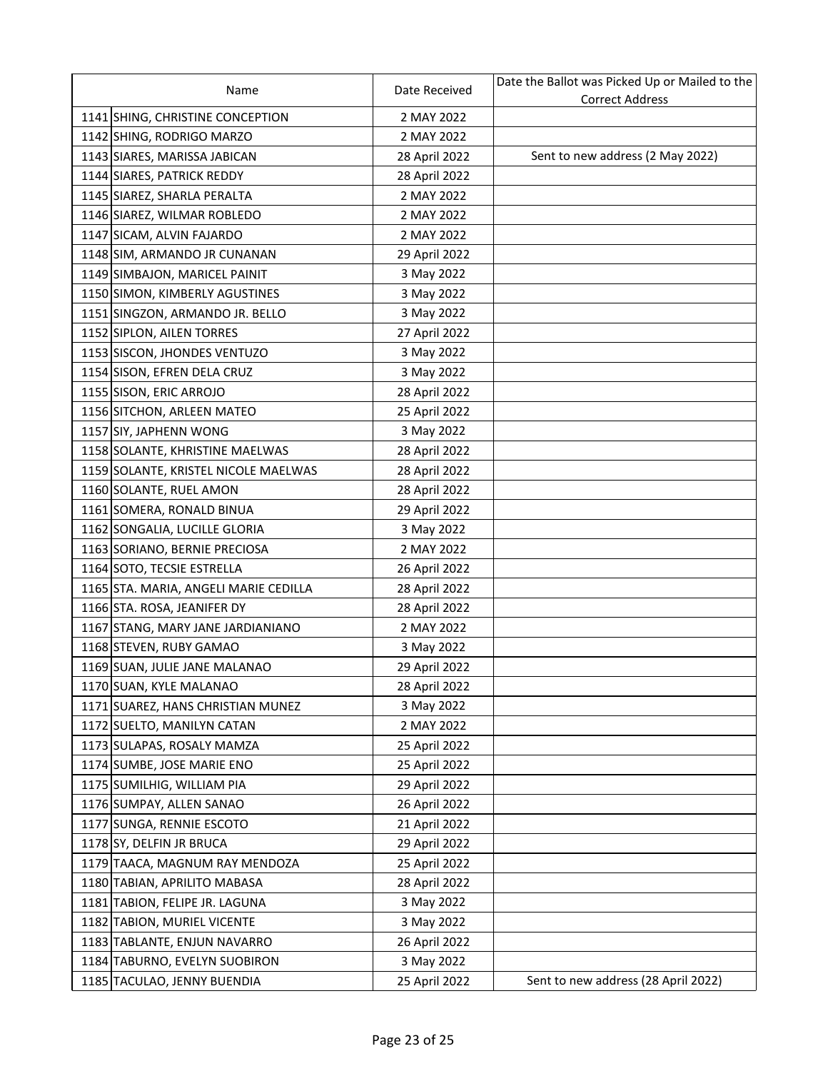| | Name | Date Received | Date the Ballot was Picked Up or Mailed to the Correct Address |
|---|---|---|---|
| 1141 | SHING, CHRISTINE CONCEPTION | 2 MAY 2022 | |
| 1142 | SHING, RODRIGO MARZO | 2 MAY 2022 | |
| 1143 | SIARES, MARISSA JABICAN | 28 April 2022 | Sent to new address (2 May 2022) |
| 1144 | SIARES, PATRICK REDDY | 28 April 2022 | |
| 1145 | SIAREZ, SHARLA PERALTA | 2 MAY 2022 | |
| 1146 | SIAREZ, WILMAR ROBLEDO | 2 MAY 2022 | |
| 1147 | SICAM, ALVIN FAJARDO | 2 MAY 2022 | |
| 1148 | SIM, ARMANDO JR CUNANAN | 29 April 2022 | |
| 1149 | SIMBAJON, MARICEL PAINIT | 3 May 2022 | |
| 1150 | SIMON, KIMBERLY AGUSTINES | 3 May 2022 | |
| 1151 | SINGZON, ARMANDO JR. BELLO | 3 May 2022 | |
| 1152 | SIPLON, AILEN TORRES | 27 April 2022 | |
| 1153 | SISCON, JHONDES VENTUZO | 3 May 2022 | |
| 1154 | SISON, EFREN DELA CRUZ | 3 May 2022 | |
| 1155 | SISON, ERIC ARROJO | 28 April 2022 | |
| 1156 | SITCHON, ARLEEN MATEO | 25 April 2022 | |
| 1157 | SIY, JAPHENN WONG | 3 May 2022 | |
| 1158 | SOLANTE, KHRISTINE MAELWAS | 28 April 2022 | |
| 1159 | SOLANTE, KRISTEL NICOLE MAELWAS | 28 April 2022 | |
| 1160 | SOLANTE, RUEL AMON | 28 April 2022 | |
| 1161 | SOMERA, RONALD BINUA | 29 April 2022 | |
| 1162 | SONGALIA, LUCILLE GLORIA | 3 May 2022 | |
| 1163 | SORIANO, BERNIE PRECIOSA | 2 MAY 2022 | |
| 1164 | SOTO, TECSIE ESTRELLA | 26 April 2022 | |
| 1165 | STA. MARIA, ANGELI MARIE CEDILLA | 28 April 2022 | |
| 1166 | STA. ROSA, JEANIFER DY | 28 April 2022 | |
| 1167 | STANG, MARY JANE JARDIANIANO | 2 MAY 2022 | |
| 1168 | STEVEN, RUBY GAMAO | 3 May 2022 | |
| 1169 | SUAN, JULIE JANE MALANAO | 29 April 2022 | |
| 1170 | SUAN, KYLE MALANAO | 28 April 2022 | |
| 1171 | SUAREZ, HANS CHRISTIAN MUNEZ | 3 May 2022 | |
| 1172 | SUELTO, MANILYN CATAN | 2 MAY 2022 | |
| 1173 | SULAPAS, ROSALY MAMZA | 25 April 2022 | |
| 1174 | SUMBE, JOSE MARIE ENO | 25 April 2022 | |
| 1175 | SUMILHIG, WILLIAM PIA | 29 April 2022 | |
| 1176 | SUMPAY, ALLEN SANAO | 26 April 2022 | |
| 1177 | SUNGA, RENNIE ESCOTO | 21 April 2022 | |
| 1178 | SY, DELFIN JR BRUCA | 29 April 2022 | |
| 1179 | TAACA, MAGNUM RAY MENDOZA | 25 April 2022 | |
| 1180 | TABIAN, APRILITO MABASA | 28 April 2022 | |
| 1181 | TABION, FELIPE JR. LAGUNA | 3 May 2022 | |
| 1182 | TABION, MURIEL VICENTE | 3 May 2022 | |
| 1183 | TABLANTE, ENJUN NAVARRO | 26 April 2022 | |
| 1184 | TABURNO, EVELYN SUOBIRON | 3 May 2022 | |
| 1185 | TACULAO, JENNY BUENDIA | 25 April 2022 | Sent to new address (28 April 2022) |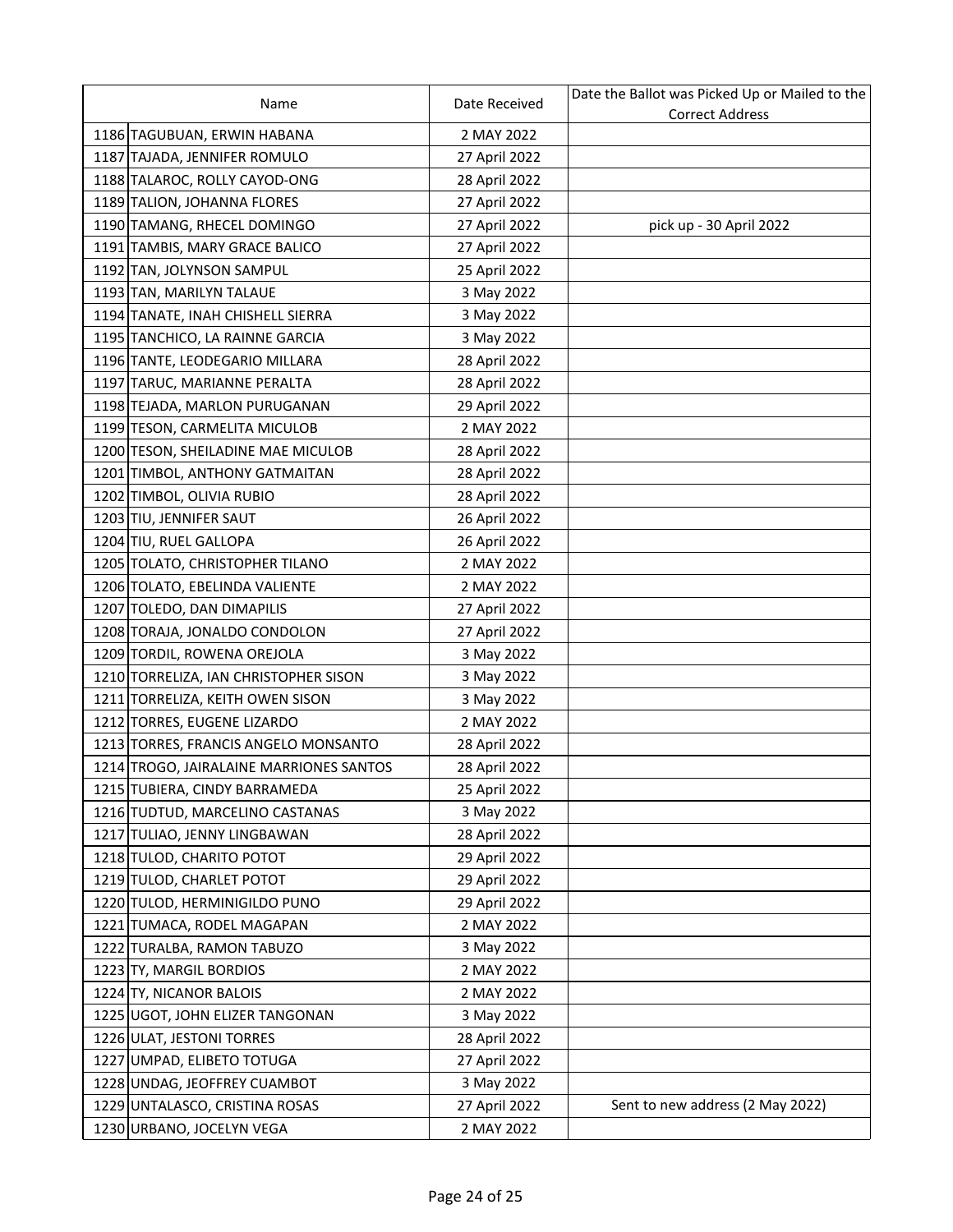| | Name | Date Received | Date the Ballot was Picked Up or Mailed to the Correct Address |
|---|---|---|---|
| 1186 | TAGUBUAN, ERWIN HABANA | 2 MAY 2022 | |
| 1187 | TAJADA, JENNIFER ROMULO | 27 April 2022 | |
| 1188 | TALAROC, ROLLY CAYOD-ONG | 28 April 2022 | |
| 1189 | TALION, JOHANNA FLORES | 27 April 2022 | |
| 1190 | TAMANG, RHECEL DOMINGO | 27 April 2022 | pick up - 30 April 2022 |
| 1191 | TAMBIS, MARY GRACE BALICO | 27 April 2022 | |
| 1192 | TAN, JOLYNSON SAMPUL | 25 April 2022 | |
| 1193 | TAN, MARILYN TALAUE | 3 May 2022 | |
| 1194 | TANATE, INAH CHISHELL SIERRA | 3 May 2022 | |
| 1195 | TANCHICO, LA RAINNE GARCIA | 3 May 2022 | |
| 1196 | TANTE, LEODEGARIO MILLARA | 28 April 2022 | |
| 1197 | TARUC, MARIANNE PERALTA | 28 April 2022 | |
| 1198 | TEJADA, MARLON PURUGANAN | 29 April 2022 | |
| 1199 | TESON, CARMELITA MICULOB | 2 MAY 2022 | |
| 1200 | TESON, SHEILADINE MAE MICULOB | 28 April 2022 | |
| 1201 | TIMBOL, ANTHONY GATMAITAN | 28 April 2022 | |
| 1202 | TIMBOL, OLIVIA RUBIO | 28 April 2022 | |
| 1203 | TIU, JENNIFER SAUT | 26 April 2022 | |
| 1204 | TIU, RUEL GALLOPA | 26 April 2022 | |
| 1205 | TOLATO, CHRISTOPHER TILANO | 2 MAY 2022 | |
| 1206 | TOLATO, EBELINDA VALIENTE | 2 MAY 2022 | |
| 1207 | TOLEDO, DAN DIMAPILIS | 27 April 2022 | |
| 1208 | TORAJA, JONALDO CONDOLON | 27 April 2022 | |
| 1209 | TORDIL, ROWENA OREJOLA | 3 May 2022 | |
| 1210 | TORRELIZA, IAN CHRISTOPHER SISON | 3 May 2022 | |
| 1211 | TORRELIZA, KEITH OWEN SISON | 3 May 2022 | |
| 1212 | TORRES, EUGENE LIZARDO | 2 MAY 2022 | |
| 1213 | TORRES, FRANCIS ANGELO MONSANTO | 28 April 2022 | |
| 1214 | TROGO, JAIRALAINE MARRIONES SANTOS | 28 April 2022 | |
| 1215 | TUBIERA, CINDY BARRAMEDA | 25 April 2022 | |
| 1216 | TUDTUD, MARCELINO CASTANAS | 3 May 2022 | |
| 1217 | TULIAO, JENNY LINGBAWAN | 28 April 2022 | |
| 1218 | TULOD, CHARITO POTOT | 29 April 2022 | |
| 1219 | TULOD, CHARLET POTOT | 29 April 2022 | |
| 1220 | TULOD, HERMINIGILDO PUNO | 29 April 2022 | |
| 1221 | TUMACA, RODEL MAGAPAN | 2 MAY 2022 | |
| 1222 | TURALBA, RAMON TABUZO | 3 May 2022 | |
| 1223 | TY, MARGIL BORDIOS | 2 MAY 2022 | |
| 1224 | TY, NICANOR BALOIS | 2 MAY 2022 | |
| 1225 | UGOT, JOHN ELIZER TANGONAN | 3 May 2022 | |
| 1226 | ULAT, JESTONI TORRES | 28 April 2022 | |
| 1227 | UMPAD, ELIBETO TOTUGA | 27 April 2022 | |
| 1228 | UNDAG, JEOFFREY CUAMBOT | 3 May 2022 | |
| 1229 | UNTALASCO, CRISTINA ROSAS | 27 April 2022 | Sent to new address (2 May 2022) |
| 1230 | URBANO, JOCELYN VEGA | 2 MAY 2022 | |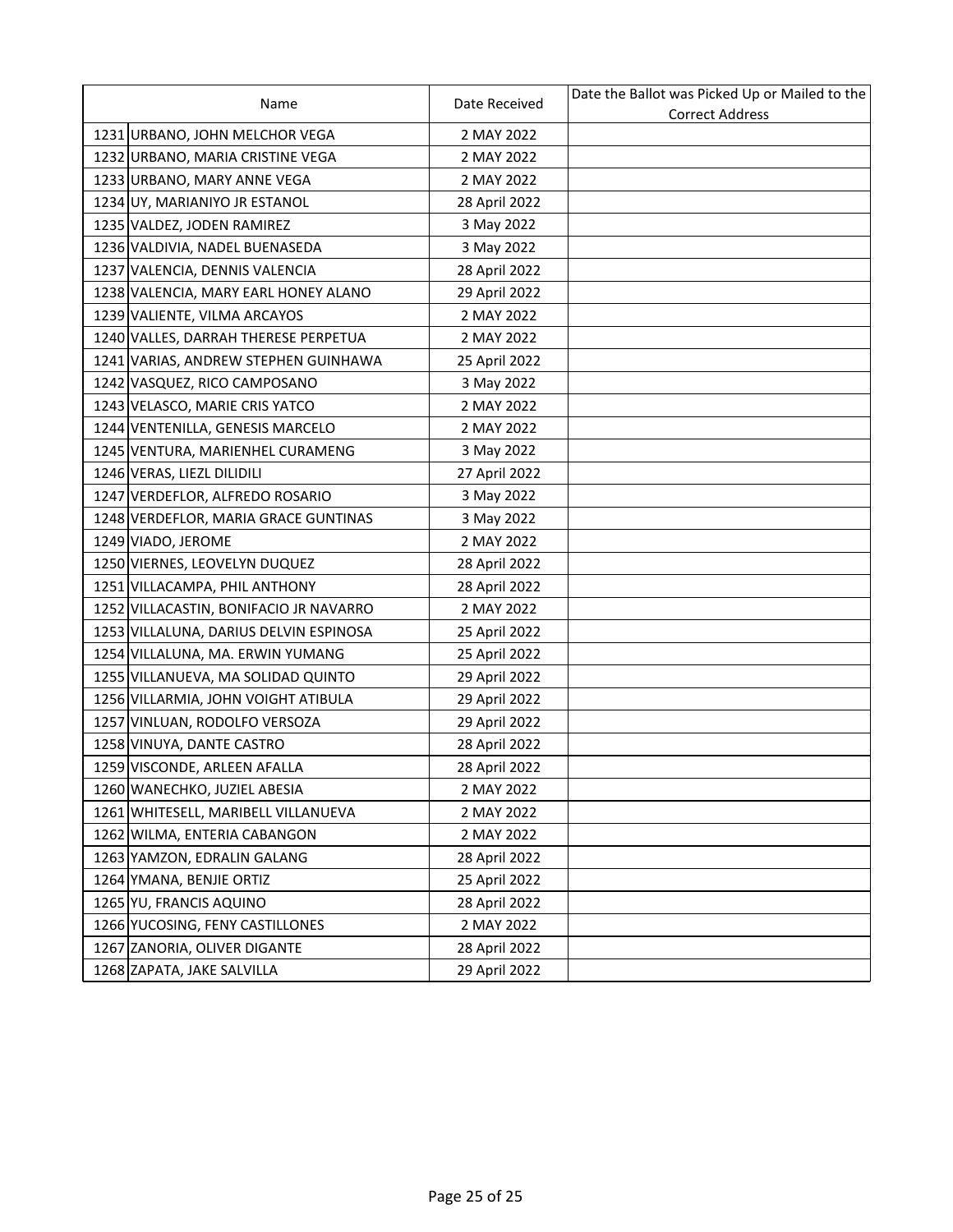| | Name | Date Received | Date the Ballot was Picked Up or Mailed to the Correct Address |
|---|---|---|---|
| 1231 | URBANO, JOHN MELCHOR VEGA | 2 MAY 2022 | |
| 1232 | URBANO, MARIA CRISTINE VEGA | 2 MAY 2022 | |
| 1233 | URBANO, MARY ANNE VEGA | 2 MAY 2022 | |
| 1234 | UY, MARIANIYO JR ESTANOL | 28 April 2022 | |
| 1235 | VALDEZ, JODEN RAMIREZ | 3 May 2022 | |
| 1236 | VALDIVIA, NADEL BUENASEDA | 3 May 2022 | |
| 1237 | VALENCIA, DENNIS VALENCIA | 28 April 2022 | |
| 1238 | VALENCIA, MARY EARL HONEY ALANO | 29 April 2022 | |
| 1239 | VALIENTE, VILMA ARCAYOS | 2 MAY 2022 | |
| 1240 | VALLES, DARRAH THERESE PERPETUA | 2 MAY 2022 | |
| 1241 | VARIAS, ANDREW STEPHEN GUINHAWA | 25 April 2022 | |
| 1242 | VASQUEZ, RICO CAMPOSANO | 3 May 2022 | |
| 1243 | VELASCO, MARIE CRIS YATCO | 2 MAY 2022 | |
| 1244 | VENTENILLA, GENESIS MARCELO | 2 MAY 2022 | |
| 1245 | VENTURA, MARIENHEL CURAMENG | 3 May 2022 | |
| 1246 | VERAS, LIEZL DILIDILI | 27 April 2022 | |
| 1247 | VERDEFLOR, ALFREDO ROSARIO | 3 May 2022 | |
| 1248 | VERDEFLOR, MARIA GRACE GUNTINAS | 3 May 2022 | |
| 1249 | VIADO, JEROME | 2 MAY 2022 | |
| 1250 | VIERNES, LEOVELYN DUQUEZ | 28 April 2022 | |
| 1251 | VILLACAMPA, PHIL ANTHONY | 28 April 2022 | |
| 1252 | VILLACASTIN, BONIFACIO JR NAVARRO | 2 MAY 2022 | |
| 1253 | VILLALUNA, DARIUS DELVIN ESPINOSA | 25 April 2022 | |
| 1254 | VILLALUNA, MA. ERWIN YUMANG | 25 April 2022 | |
| 1255 | VILLANUEVA, MA SOLIDAD QUINTO | 29 April 2022 | |
| 1256 | VILLARMIA, JOHN VOIGHT ATIBULA | 29 April 2022 | |
| 1257 | VINLUAN, RODOLFO VERSOZA | 29 April 2022 | |
| 1258 | VINUYA, DANTE CASTRO | 28 April 2022 | |
| 1259 | VISCONDE, ARLEEN AFALLA | 28 April 2022 | |
| 1260 | WANECHKO, JUZIEL ABESIA | 2 MAY 2022 | |
| 1261 | WHITESELL, MARIBELL VILLANUEVA | 2 MAY 2022 | |
| 1262 | WILMA, ENTERIA CABANGON | 2 MAY 2022 | |
| 1263 | YAMZON, EDRALIN GALANG | 28 April 2022 | |
| 1264 | YMANA, BENJIE ORTIZ | 25 April 2022 | |
| 1265 | YU, FRANCIS AQUINO | 28 April 2022 | |
| 1266 | YUCOSING, FENY CASTILLONES | 2 MAY 2022 | |
| 1267 | ZANORIA, OLIVER DIGANTE | 28 April 2022 | |
| 1268 | ZAPATA, JAKE SALVILLA | 29 April 2022 | |